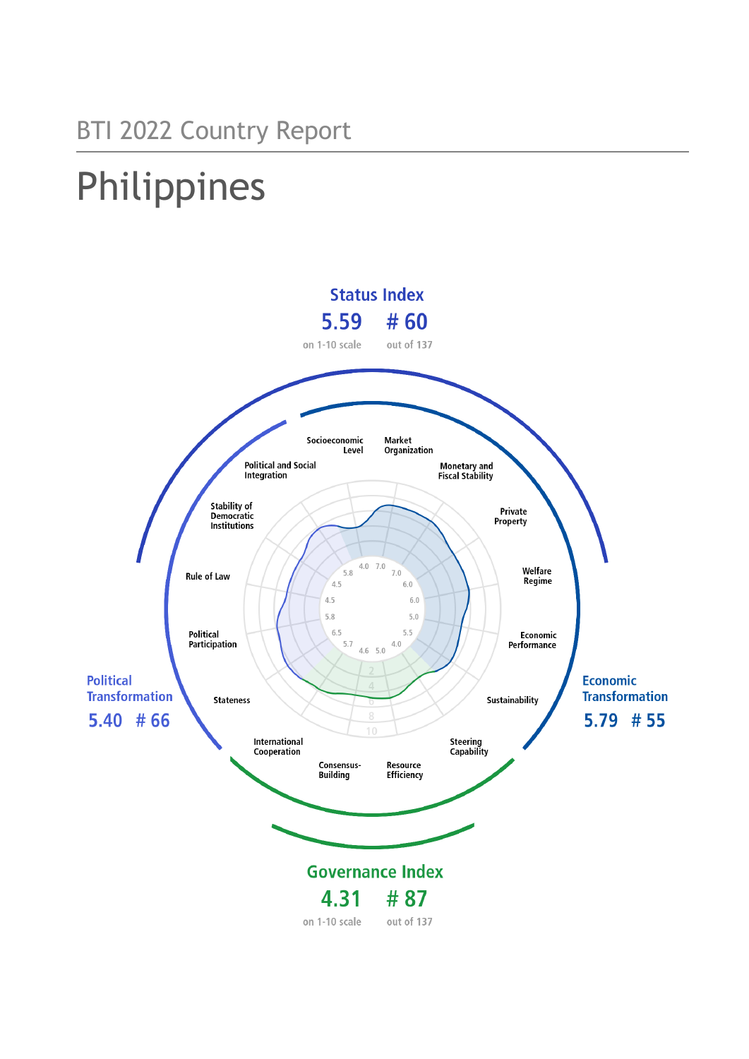BTI 2022 Country Report

# Philippines

## Status Index

**5.59** on 1-10 scale

**# 60** out of 137

## Political Transformation

**5.40 # 66**

## Economic Transformation

**5.79 # 55**

## Governance Index

**4.31** on 1-10 scale

**# 87** out of 137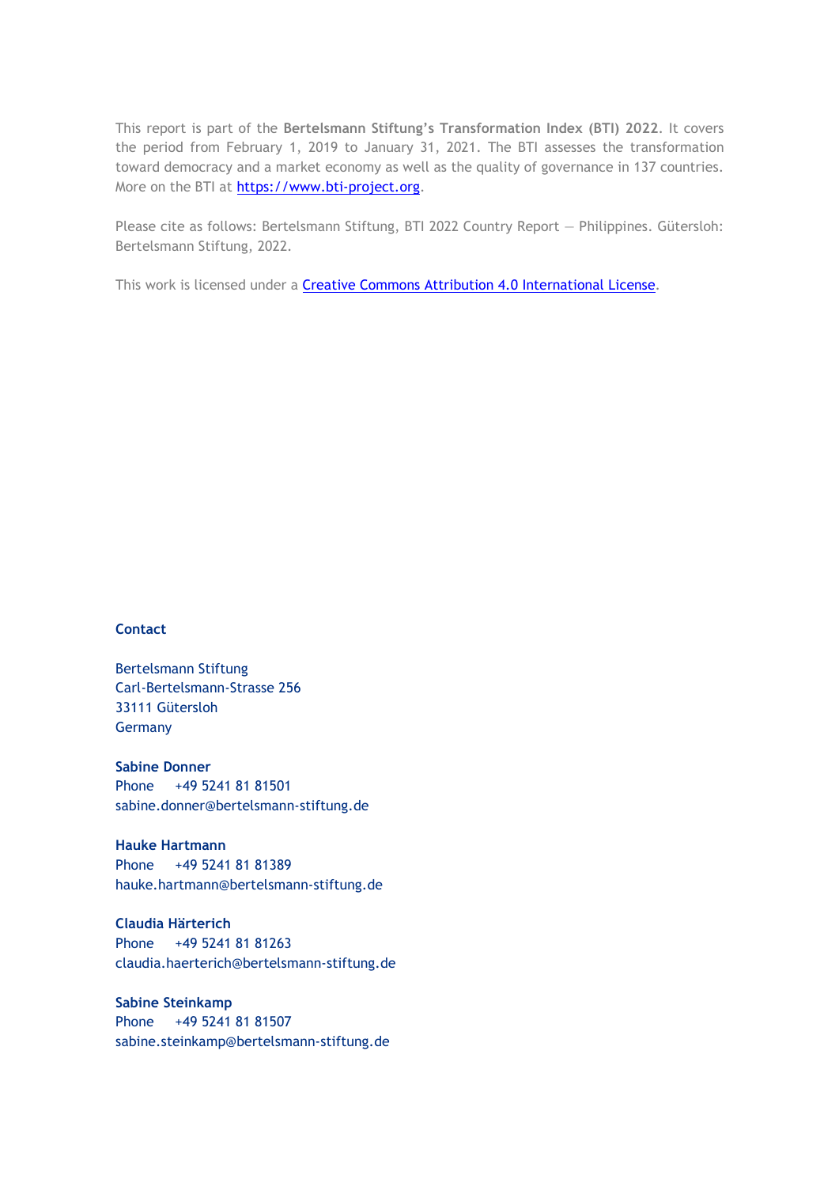This report is part of the **Bertelsmann Stiftung's Transformation Index (BTI) 2022**. It covers the period from February 1, 2019 to January 31, 2021. The BTI assesses the transformation toward democracy and a market economy as well as the quality of governance in 137 countries. More on the BTI at [https://www.bti-project.org](https://www.bti-project.org).

Please cite as follows: Bertelsmann Stiftung, BTI 2022 Country Report — Philippines. Gütersloh: Bertelsmann Stiftung, 2022.

This work is licensed under a Creative Commons Attribution 4.0 International License.

**Contact**

Bertelsmann Stiftung
Carl-Bertelsmann-Strasse 256
33111 Gütersloh
Germany

**Sabine Donner**
Phone +49 5241 81 81501
sabine.donner@bertelsmann-stiftung.de

**Hauke Hartmann**
Phone +49 5241 81 81389
hauke.hartmann@bertelsmann-stiftung.de

**Claudia Härterich**
Phone +49 5241 81 81263
claudia.haerterich@bertelsmann-stiftung.de

**Sabine Steinkamp**
Phone +49 5241 81 81507
sabine.steinkamp@bertelsmann-stiftung.de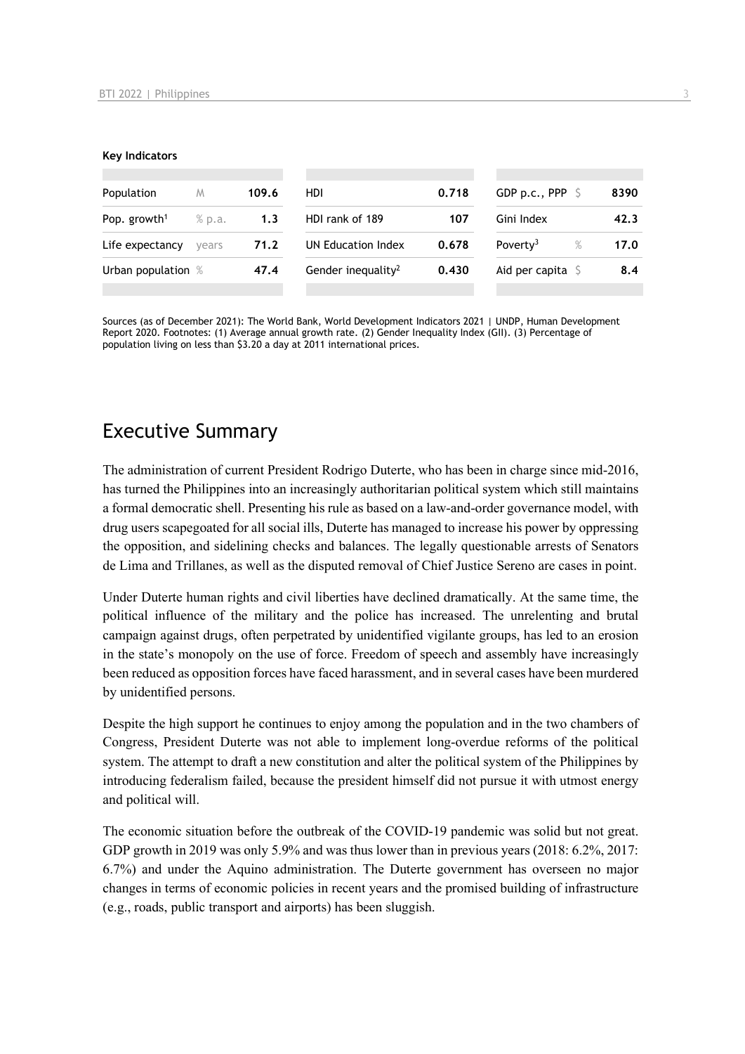**Key Indicators**

| Population | M | 109.6 | HDI | 0.718 | GDP p.c., PPP | $ | 8390 |
|---|---|---|---|---|---|---|---|
| Pop. growth[1] | % p.a. | 1.3 | HDI rank of 189 | 107 | Gini Index | | 42.3 |
| Life expectancy | years | 71.2 | UN Education Index | 0.678 | Poverty[3] | % | 17.0 |
| Urban population | % | 47.4 | Gender inequality[2] | 0.430 | Aid per capita | $ | 8.4 |

Sources (as of December 2021): The World Bank, World Development Indicators 2021 | UNDP, Human Development Report 2020. Footnotes: (1) Average annual growth rate. (2) Gender Inequality Index (GII). (3) Percentage of population living on less than $3.20 a day at 2011 international prices.

# Executive Summary

The administration of current President Rodrigo Duterte, who has been in charge since mid-2016, has turned the Philippines into an increasingly authoritarian political system which still maintains a formal democratic shell. Presenting his rule as based on a law-and-order governance model, with drug users scapegoated for all social ills, Duterte has managed to increase his power by oppressing the opposition, and sidelining checks and balances. The legally questionable arrests of Senators de Lima and Trillanes, as well as the disputed removal of Chief Justice Sereno are cases in point.

Under Duterte human rights and civil liberties have declined dramatically. At the same time, the political influence of the military and the police has increased. The unrelenting and brutal campaign against drugs, often perpetrated by unidentified vigilante groups, has led to an erosion in the state's monopoly on the use of force. Freedom of speech and assembly have increasingly been reduced as opposition forces have faced harassment, and in several cases have been murdered by unidentified persons.

Despite the high support he continues to enjoy among the population and in the two chambers of Congress, President Duterte was not able to implement long-overdue reforms of the political system. The attempt to draft a new constitution and alter the political system of the Philippines by introducing federalism failed, because the president himself did not pursue it with utmost energy and political will.

The economic situation before the outbreak of the COVID-19 pandemic was solid but not great. GDP growth in 2019 was only 5.9% and was thus lower than in previous years (2018: 6.2%, 2017: 6.7%) and under the Aquino administration. The Duterte government has overseen no major changes in terms of economic policies in recent years and the promised building of infrastructure (e.g., roads, public transport and airports) has been sluggish.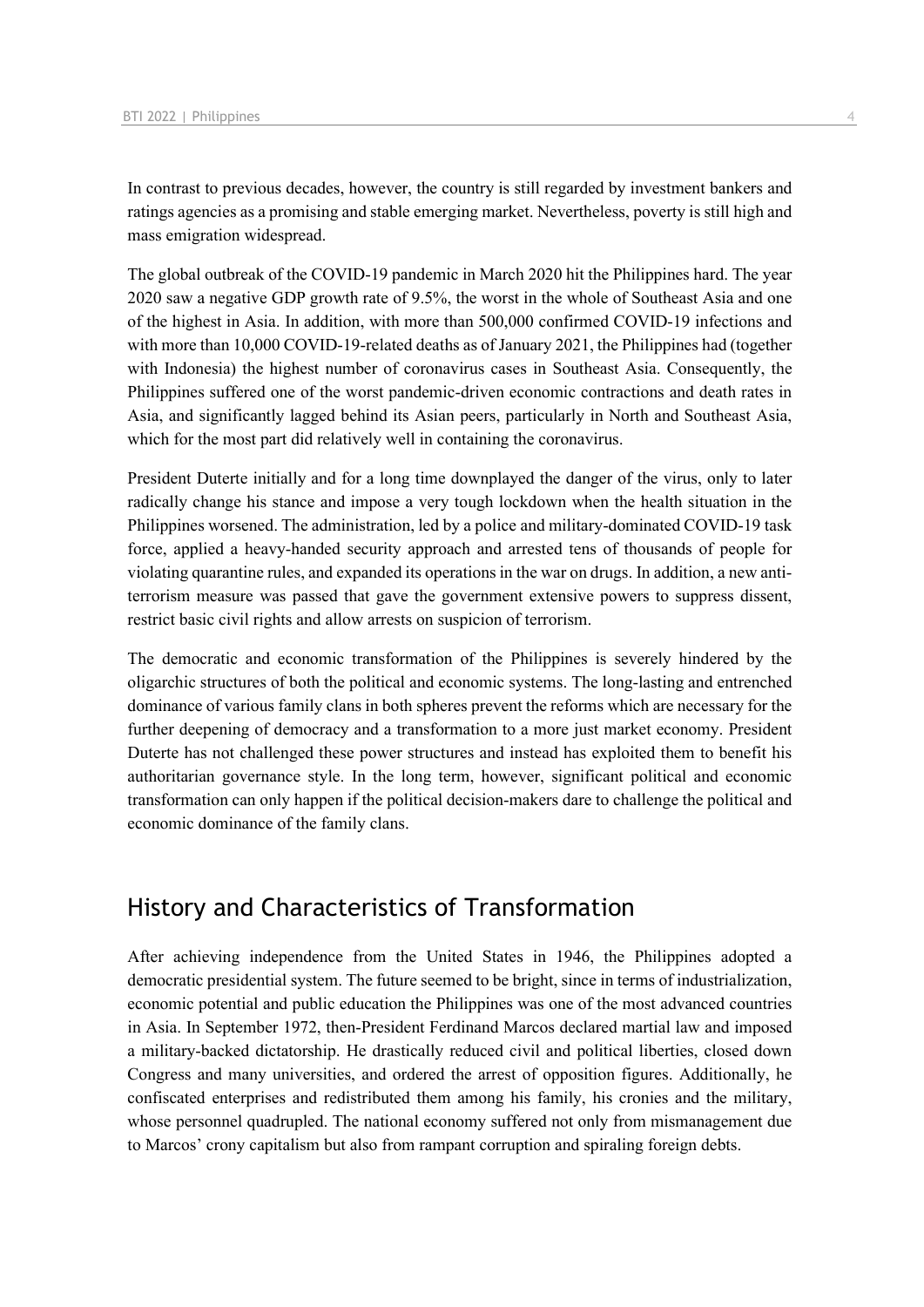In contrast to previous decades, however, the country is still regarded by investment bankers and ratings agencies as a promising and stable emerging market. Nevertheless, poverty is still high and mass emigration widespread.

The global outbreak of the COVID-19 pandemic in March 2020 hit the Philippines hard. The year 2020 saw a negative GDP growth rate of 9.5%, the worst in the whole of Southeast Asia and one of the highest in Asia. In addition, with more than 500,000 confirmed COVID-19 infections and with more than 10,000 COVID-19-related deaths as of January 2021, the Philippines had (together with Indonesia) the highest number of coronavirus cases in Southeast Asia. Consequently, the Philippines suffered one of the worst pandemic-driven economic contractions and death rates in Asia, and significantly lagged behind its Asian peers, particularly in North and Southeast Asia, which for the most part did relatively well in containing the coronavirus.

President Duterte initially and for a long time downplayed the danger of the virus, only to later radically change his stance and impose a very tough lockdown when the health situation in the Philippines worsened. The administration, led by a police and military-dominated COVID-19 task force, applied a heavy-handed security approach and arrested tens of thousands of people for violating quarantine rules, and expanded its operations in the war on drugs. In addition, a new anti-terrorism measure was passed that gave the government extensive powers to suppress dissent, restrict basic civil rights and allow arrests on suspicion of terrorism.

The democratic and economic transformation of the Philippines is severely hindered by the oligarchic structures of both the political and economic systems. The long-lasting and entrenched dominance of various family clans in both spheres prevent the reforms which are necessary for the further deepening of democracy and a transformation to a more just market economy. President Duterte has not challenged these power structures and instead has exploited them to benefit his authoritarian governance style. In the long term, however, significant political and economic transformation can only happen if the political decision-makers dare to challenge the political and economic dominance of the family clans.

## History and Characteristics of Transformation

After achieving independence from the United States in 1946, the Philippines adopted a democratic presidential system. The future seemed to be bright, since in terms of industrialization, economic potential and public education the Philippines was one of the most advanced countries in Asia. In September 1972, then-President Ferdinand Marcos declared martial law and imposed a military-backed dictatorship. He drastically reduced civil and political liberties, closed down Congress and many universities, and ordered the arrest of opposition figures. Additionally, he confiscated enterprises and redistributed them among his family, his cronies and the military, whose personnel quadrupled. The national economy suffered not only from mismanagement due to Marcos' crony capitalism but also from rampant corruption and spiraling foreign debts.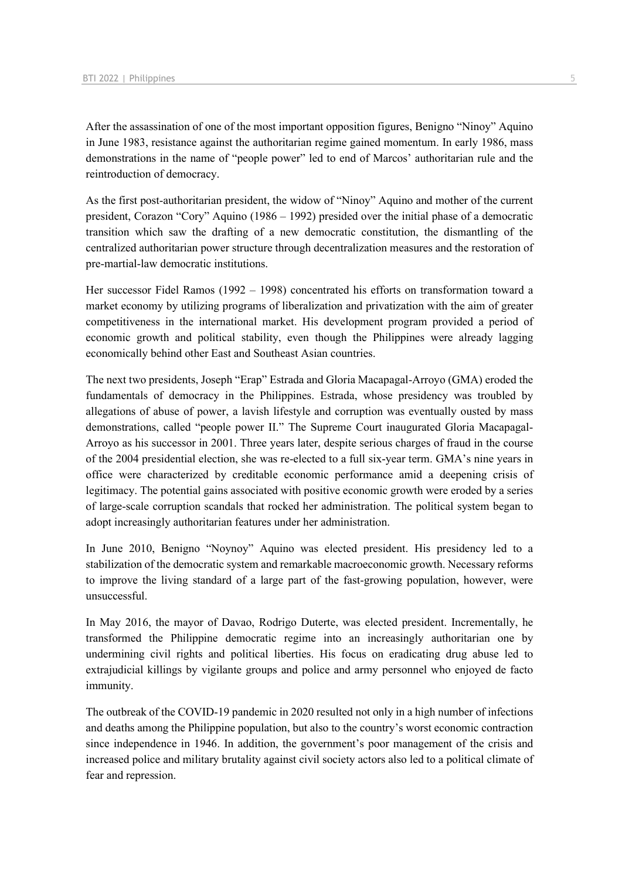After the assassination of one of the most important opposition figures, Benigno "Ninoy" Aquino in June 1983, resistance against the authoritarian regime gained momentum. In early 1986, mass demonstrations in the name of "people power" led to end of Marcos' authoritarian rule and the reintroduction of democracy.

As the first post-authoritarian president, the widow of "Ninoy" Aquino and mother of the current president, Corazon "Cory" Aquino (1986 – 1992) presided over the initial phase of a democratic transition which saw the drafting of a new democratic constitution, the dismantling of the centralized authoritarian power structure through decentralization measures and the restoration of pre-martial-law democratic institutions.

Her successor Fidel Ramos (1992 – 1998) concentrated his efforts on transformation toward a market economy by utilizing programs of liberalization and privatization with the aim of greater competitiveness in the international market. His development program provided a period of economic growth and political stability, even though the Philippines were already lagging economically behind other East and Southeast Asian countries.

The next two presidents, Joseph "Erap" Estrada and Gloria Macapagal-Arroyo (GMA) eroded the fundamentals of democracy in the Philippines. Estrada, whose presidency was troubled by allegations of abuse of power, a lavish lifestyle and corruption was eventually ousted by mass demonstrations, called "people power II." The Supreme Court inaugurated Gloria Macapagal-Arroyo as his successor in 2001. Three years later, despite serious charges of fraud in the course of the 2004 presidential election, she was re-elected to a full six-year term. GMA's nine years in office were characterized by creditable economic performance amid a deepening crisis of legitimacy. The potential gains associated with positive economic growth were eroded by a series of large-scale corruption scandals that rocked her administration. The political system began to adopt increasingly authoritarian features under her administration.

In June 2010, Benigno "Noynoy" Aquino was elected president. His presidency led to a stabilization of the democratic system and remarkable macroeconomic growth. Necessary reforms to improve the living standard of a large part of the fast-growing population, however, were unsuccessful.

In May 2016, the mayor of Davao, Rodrigo Duterte, was elected president. Incrementally, he transformed the Philippine democratic regime into an increasingly authoritarian one by undermining civil rights and political liberties. His focus on eradicating drug abuse led to extrajudicial killings by vigilante groups and police and army personnel who enjoyed de facto immunity.

The outbreak of the COVID-19 pandemic in 2020 resulted not only in a high number of infections and deaths among the Philippine population, but also to the country's worst economic contraction since independence in 1946. In addition, the government's poor management of the crisis and increased police and military brutality against civil society actors also led to a political climate of fear and repression.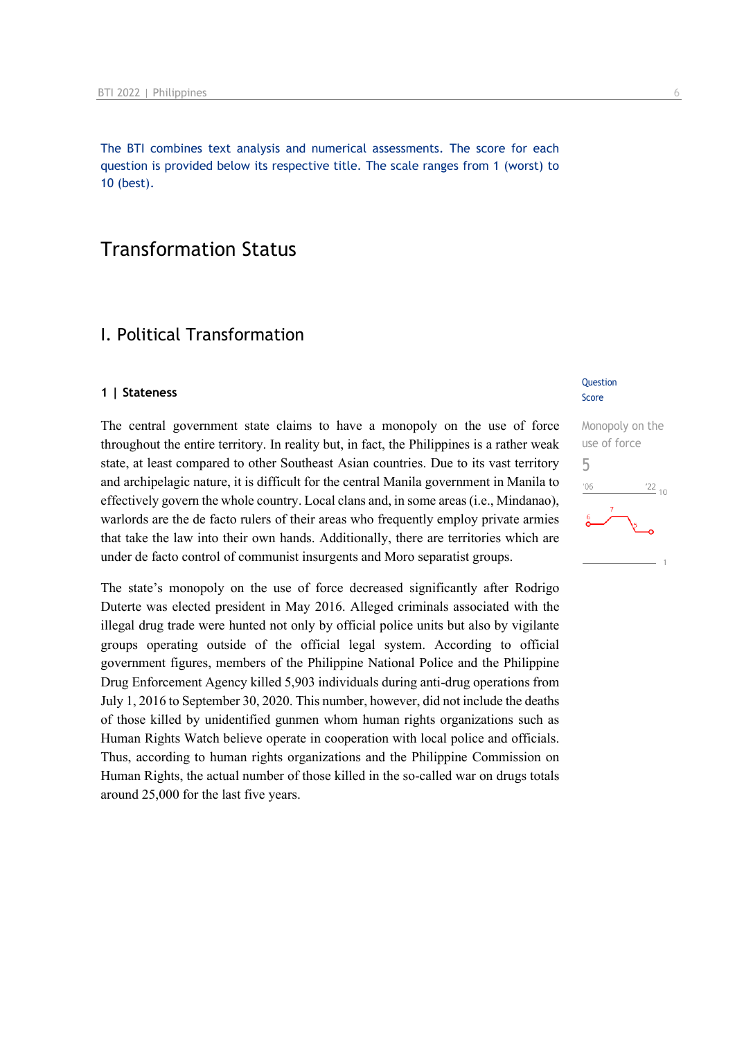The BTI combines text analysis and numerical assessments. The score for each question is provided below its respective title. The scale ranges from 1 (worst) to 10 (best).

# Transformation Status

## I. Political Transformation

### 1 | Stateness

Question Score

Monopoly on the use of force

5

The central government state claims to have a monopoly on the use of force throughout the entire territory. In reality but, in fact, the Philippines is a rather weak state, at least compared to other Southeast Asian countries. Due to its vast territory and archipelagic nature, it is difficult for the central Manila government in Manila to effectively govern the whole country. Local clans and, in some areas (i.e., Mindanao), warlords are the de facto rulers of their areas who frequently employ private armies that take the law into their own hands. Additionally, there are territories which are under de facto control of communist insurgents and Moro separatist groups.

The state's monopoly on the use of force decreased significantly after Rodrigo Duterte was elected president in May 2016. Alleged criminals associated with the illegal drug trade were hunted not only by official police units but also by vigilante groups operating outside of the official legal system. According to official government figures, members of the Philippine National Police and the Philippine Drug Enforcement Agency killed 5,903 individuals during anti-drug operations from July 1, 2016 to September 30, 2020. This number, however, did not include the deaths of those killed by unidentified gunmen whom human rights organizations such as Human Rights Watch believe operate in cooperation with local police and officials. Thus, according to human rights organizations and the Philippine Commission on Human Rights, the actual number of those killed in the so-called war on drugs totals around 25,000 for the last five years.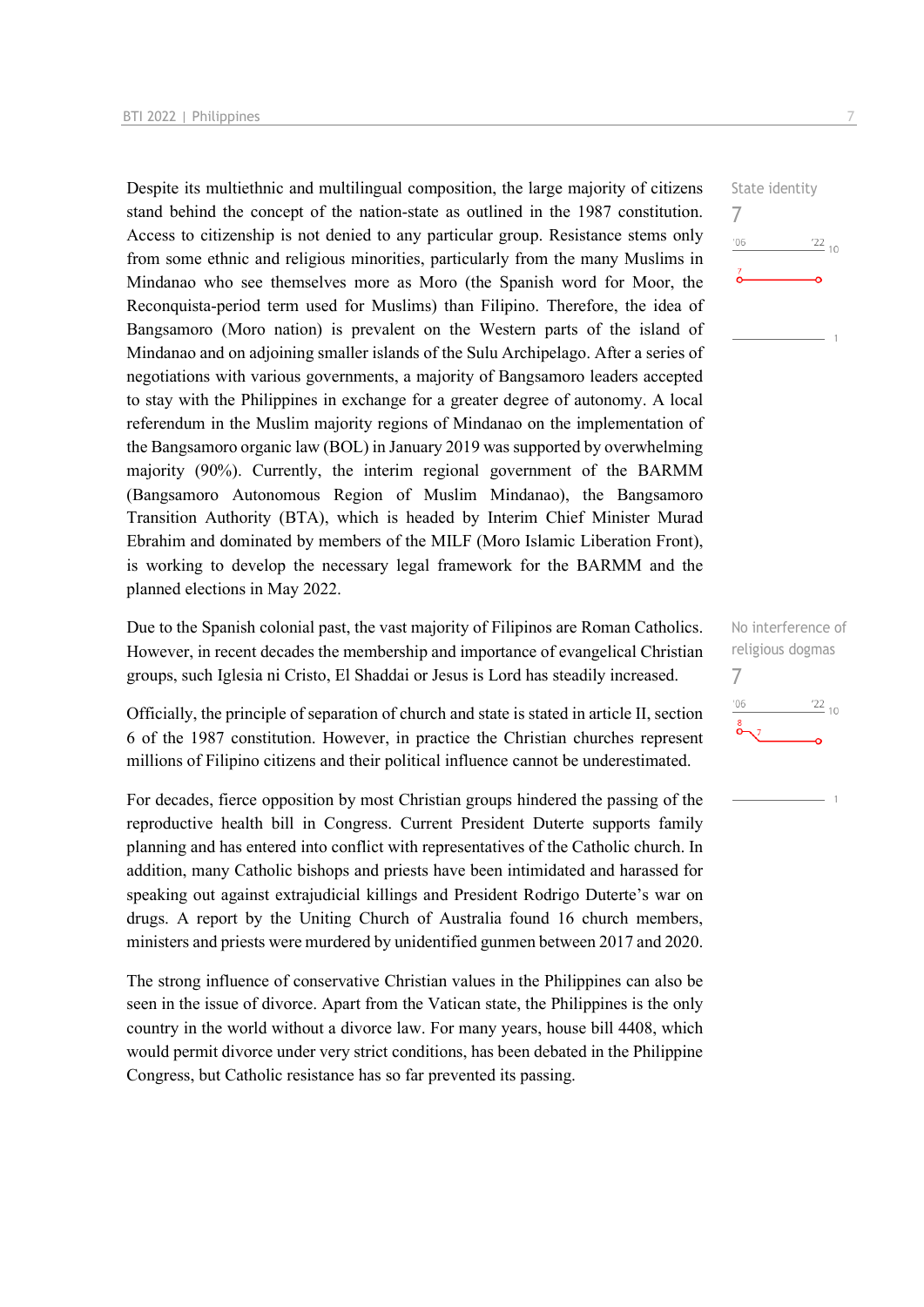State identity

7

Despite its multiethnic and multilingual composition, the large majority of citizens stand behind the concept of the nation-state as outlined in the 1987 constitution. Access to citizenship is not denied to any particular group. Resistance stems only from some ethnic and religious minorities, particularly from the many Muslims in Mindanao who see themselves more as Moro (the Spanish word for Moor, the Reconquista-period term used for Muslims) than Filipino. Therefore, the idea of Bangsamoro (Moro nation) is prevalent on the Western parts of the island of Mindanao and on adjoining smaller islands of the Sulu Archipelago. After a series of negotiations with various governments, a majority of Bangsamoro leaders accepted to stay with the Philippines in exchange for a greater degree of autonomy. A local referendum in the Muslim majority regions of Mindanao on the implementation of the Bangsamoro organic law (BOL) in January 2019 was supported by overwhelming majority (90%). Currently, the interim regional government of the BARMM (Bangsamoro Autonomous Region of Muslim Mindanao), the Bangsamoro Transition Authority (BTA), which is headed by Interim Chief Minister Murad Ebrahim and dominated by members of the MILF (Moro Islamic Liberation Front), is working to develop the necessary legal framework for the BARMM and the planned elections in May 2022.

No interference of religious dogmas

7

Due to the Spanish colonial past, the vast majority of Filipinos are Roman Catholics. However, in recent decades the membership and importance of evangelical Christian groups, such Iglesia ni Cristo, El Shaddai or Jesus is Lord has steadily increased.

Officially, the principle of separation of church and state is stated in article II, section 6 of the 1987 constitution. However, in practice the Christian churches represent millions of Filipino citizens and their political influence cannot be underestimated.

For decades, fierce opposition by most Christian groups hindered the passing of the reproductive health bill in Congress. Current President Duterte supports family planning and has entered into conflict with representatives of the Catholic church. In addition, many Catholic bishops and priests have been intimidated and harassed for speaking out against extrajudicial killings and President Rodrigo Duterte's war on drugs. A report by the Uniting Church of Australia found 16 church members, ministers and priests were murdered by unidentified gunmen between 2017 and 2020.

The strong influence of conservative Christian values in the Philippines can also be seen in the issue of divorce. Apart from the Vatican state, the Philippines is the only country in the world without a divorce law. For many years, house bill 4408, which would permit divorce under very strict conditions, has been debated in the Philippine Congress, but Catholic resistance has so far prevented its passing.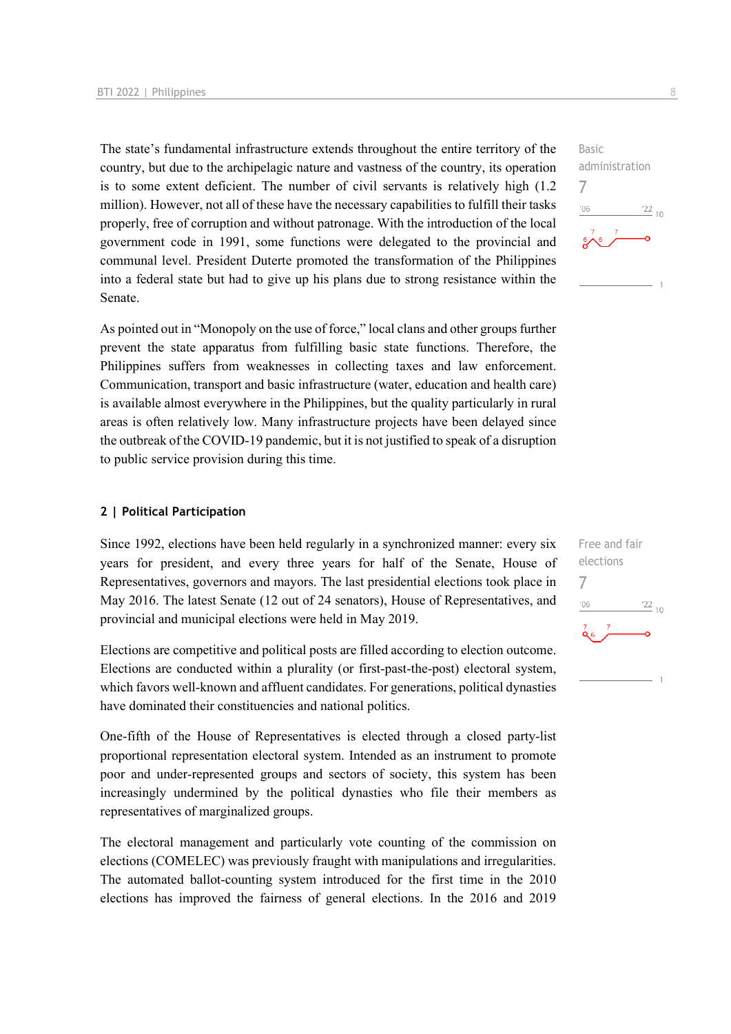The state's fundamental infrastructure extends throughout the entire territory of the country, but due to the archipelagic nature and vastness of the country, its operation is to some extent deficient. The number of civil servants is relatively high (1.2 million). However, not all of these have the necessary capabilities to fulfill their tasks properly, free of corruption and without patronage. With the introduction of the local government code in 1991, some functions were delegated to the provincial and communal level. President Duterte promoted the transformation of the Philippines into a federal state but had to give up his plans due to strong resistance within the Senate.

Basic administration
7

As pointed out in "Monopoly on the use of force," local clans and other groups further prevent the state apparatus from fulfilling basic state functions. Therefore, the Philippines suffers from weaknesses in collecting taxes and law enforcement. Communication, transport and basic infrastructure (water, education and health care) is available almost everywhere in the Philippines, but the quality particularly in rural areas is often relatively low. Many infrastructure projects have been delayed since the outbreak of the COVID-19 pandemic, but it is not justified to speak of a disruption to public service provision during this time.

## 2 | Political Participation

Since 1992, elections have been held regularly in a synchronized manner: every six years for president, and every three years for half of the Senate, House of Representatives, governors and mayors. The last presidential elections took place in May 2016. The latest Senate (12 out of 24 senators), House of Representatives, and provincial and municipal elections were held in May 2019.

Free and fair elections
7

Elections are competitive and political posts are filled according to election outcome. Elections are conducted within a plurality (or first-past-the-post) electoral system, which favors well-known and affluent candidates. For generations, political dynasties have dominated their constituencies and national politics.

One-fifth of the House of Representatives is elected through a closed party-list proportional representation electoral system. Intended as an instrument to promote poor and under-represented groups and sectors of society, this system has been increasingly undermined by the political dynasties who file their members as representatives of marginalized groups.

The electoral management and particularly vote counting of the commission on elections (COMELEC) was previously fraught with manipulations and irregularities. The automated ballot-counting system introduced for the first time in the 2010 elections has improved the fairness of general elections. In the 2016 and 2019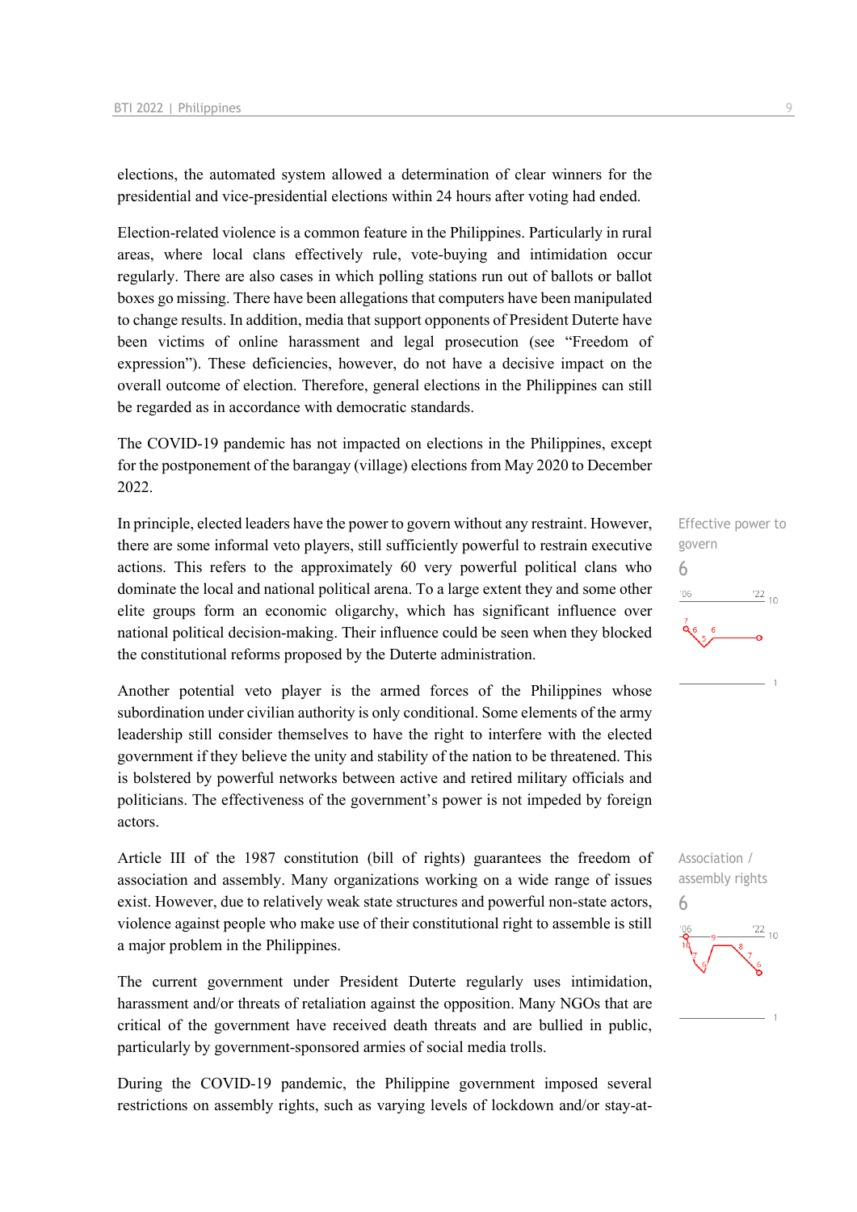elections, the automated system allowed a determination of clear winners for the presidential and vice-presidential elections within 24 hours after voting had ended.

Election-related violence is a common feature in the Philippines. Particularly in rural areas, where local clans effectively rule, vote-buying and intimidation occur regularly. There are also cases in which polling stations run out of ballots or ballot boxes go missing. There have been allegations that computers have been manipulated to change results. In addition, media that support opponents of President Duterte have been victims of online harassment and legal prosecution (see "Freedom of expression"). These deficiencies, however, do not have a decisive impact on the overall outcome of election. Therefore, general elections in the Philippines can still be regarded as in accordance with democratic standards.

The COVID-19 pandemic has not impacted on elections in the Philippines, except for the postponement of the barangay (village) elections from May 2020 to December 2022.

Effective power to govern
6

In principle, elected leaders have the power to govern without any restraint. However, there are some informal veto players, still sufficiently powerful to restrain executive actions. This refers to the approximately 60 very powerful political clans who dominate the local and national political arena. To a large extent they and some other elite groups form an economic oligarchy, which has significant influence over national political decision-making. Their influence could be seen when they blocked the constitutional reforms proposed by the Duterte administration.

Another potential veto player is the armed forces of the Philippines whose subordination under civilian authority is only conditional. Some elements of the army leadership still consider themselves to have the right to interfere with the elected government if they believe the unity and stability of the nation to be threatened. This is bolstered by powerful networks between active and retired military officials and politicians. The effectiveness of the government's power is not impeded by foreign actors.

Association / assembly rights
6

Article III of the 1987 constitution (bill of rights) guarantees the freedom of association and assembly. Many organizations working on a wide range of issues exist. However, due to relatively weak state structures and powerful non-state actors, violence against people who make use of their constitutional right to assemble is still a major problem in the Philippines.

The current government under President Duterte regularly uses intimidation, harassment and/or threats of retaliation against the opposition. Many NGOs that are critical of the government have received death threats and are bullied in public, particularly by government-sponsored armies of social media trolls.

During the COVID-19 pandemic, the Philippine government imposed several restrictions on assembly rights, such as varying levels of lockdown and/or stay-at-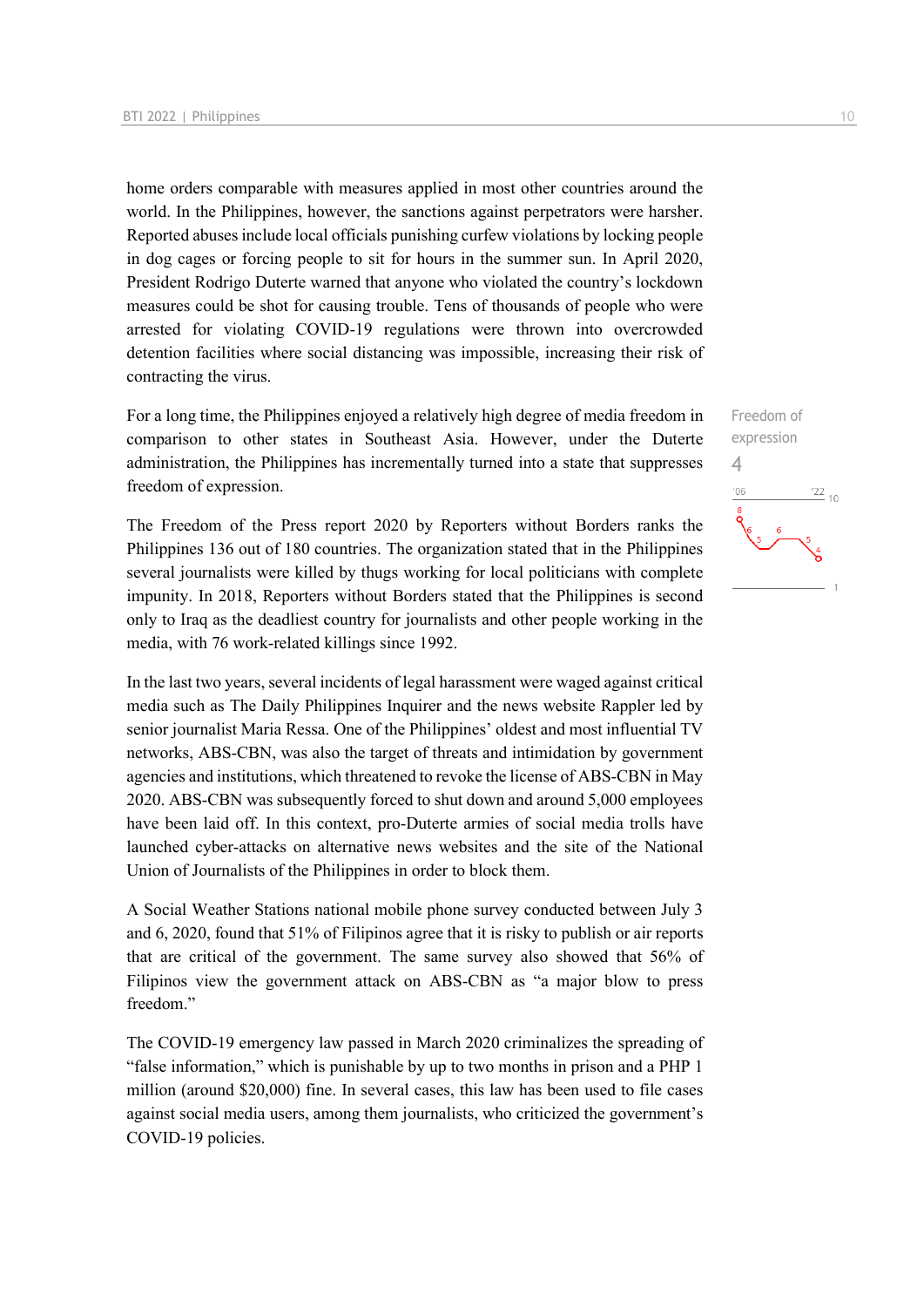home orders comparable with measures applied in most other countries around the world. In the Philippines, however, the sanctions against perpetrators were harsher. Reported abuses include local officials punishing curfew violations by locking people in dog cages or forcing people to sit for hours in the summer sun. In April 2020, President Rodrigo Duterte warned that anyone who violated the country's lockdown measures could be shot for causing trouble. Tens of thousands of people who were arrested for violating COVID-19 regulations were thrown into overcrowded detention facilities where social distancing was impossible, increasing their risk of contracting the virus.

Freedom of expression
4

For a long time, the Philippines enjoyed a relatively high degree of media freedom in comparison to other states in Southeast Asia. However, under the Duterte administration, the Philippines has incrementally turned into a state that suppresses freedom of expression.

The Freedom of the Press report 2020 by Reporters without Borders ranks the Philippines 136 out of 180 countries. The organization stated that in the Philippines several journalists were killed by thugs working for local politicians with complete impunity. In 2018, Reporters without Borders stated that the Philippines is second only to Iraq as the deadliest country for journalists and other people working in the media, with 76 work-related killings since 1992.

In the last two years, several incidents of legal harassment were waged against critical media such as The Daily Philippines Inquirer and the news website Rappler led by senior journalist Maria Ressa. One of the Philippines' oldest and most influential TV networks, ABS-CBN, was also the target of threats and intimidation by government agencies and institutions, which threatened to revoke the license of ABS-CBN in May 2020. ABS-CBN was subsequently forced to shut down and around 5,000 employees have been laid off. In this context, pro-Duterte armies of social media trolls have launched cyber-attacks on alternative news websites and the site of the National Union of Journalists of the Philippines in order to block them.

A Social Weather Stations national mobile phone survey conducted between July 3 and 6, 2020, found that 51% of Filipinos agree that it is risky to publish or air reports that are critical of the government. The same survey also showed that 56% of Filipinos view the government attack on ABS-CBN as "a major blow to press freedom."

The COVID-19 emergency law passed in March 2020 criminalizes the spreading of "false information," which is punishable by up to two months in prison and a PHP 1 million (around $20,000) fine. In several cases, this law has been used to file cases against social media users, among them journalists, who criticized the government's COVID-19 policies.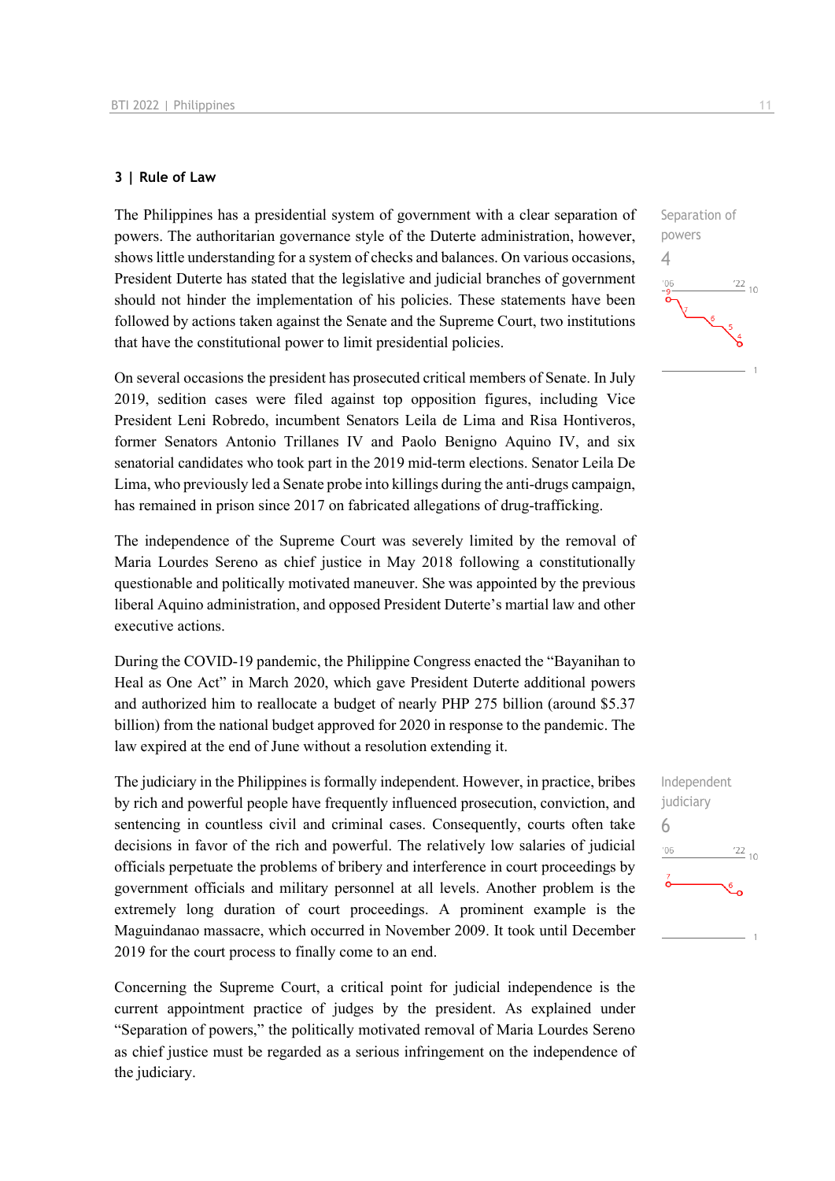## 3 | Rule of Law

The Philippines has a presidential system of government with a clear separation of powers. The authoritarian governance style of the Duterte administration, however, shows little understanding for a system of checks and balances. On various occasions, President Duterte has stated that the legislative and judicial branches of government should not hinder the implementation of his policies. These statements have been followed by actions taken against the Senate and the Supreme Court, two institutions that have the constitutional power to limit presidential policies.

Separation of powers
4

On several occasions the president has prosecuted critical members of Senate. In July 2019, sedition cases were filed against top opposition figures, including Vice President Leni Robredo, incumbent Senators Leila de Lima and Risa Hontiveros, former Senators Antonio Trillanes IV and Paolo Benigno Aquino IV, and six senatorial candidates who took part in the 2019 mid-term elections. Senator Leila De Lima, who previously led a Senate probe into killings during the anti-drugs campaign, has remained in prison since 2017 on fabricated allegations of drug-trafficking.

The independence of the Supreme Court was severely limited by the removal of Maria Lourdes Sereno as chief justice in May 2018 following a constitutionally questionable and politically motivated maneuver. She was appointed by the previous liberal Aquino administration, and opposed President Duterte's martial law and other executive actions.

During the COVID-19 pandemic, the Philippine Congress enacted the "Bayanihan to Heal as One Act" in March 2020, which gave President Duterte additional powers and authorized him to reallocate a budget of nearly PHP 275 billion (around $5.37 billion) from the national budget approved for 2020 in response to the pandemic. The law expired at the end of June without a resolution extending it.

The judiciary in the Philippines is formally independent. However, in practice, bribes by rich and powerful people have frequently influenced prosecution, conviction, and sentencing in countless civil and criminal cases. Consequently, courts often take decisions in favor of the rich and powerful. The relatively low salaries of judicial officials perpetuate the problems of bribery and interference in court proceedings by government officials and military personnel at all levels. Another problem is the extremely long duration of court proceedings. A prominent example is the Maguindanao massacre, which occurred in November 2009. It took until December 2019 for the court process to finally come to an end.

Independent judiciary
6

Concerning the Supreme Court, a critical point for judicial independence is the current appointment practice of judges by the president. As explained under "Separation of powers," the politically motivated removal of Maria Lourdes Sereno as chief justice must be regarded as a serious infringement on the independence of the judiciary.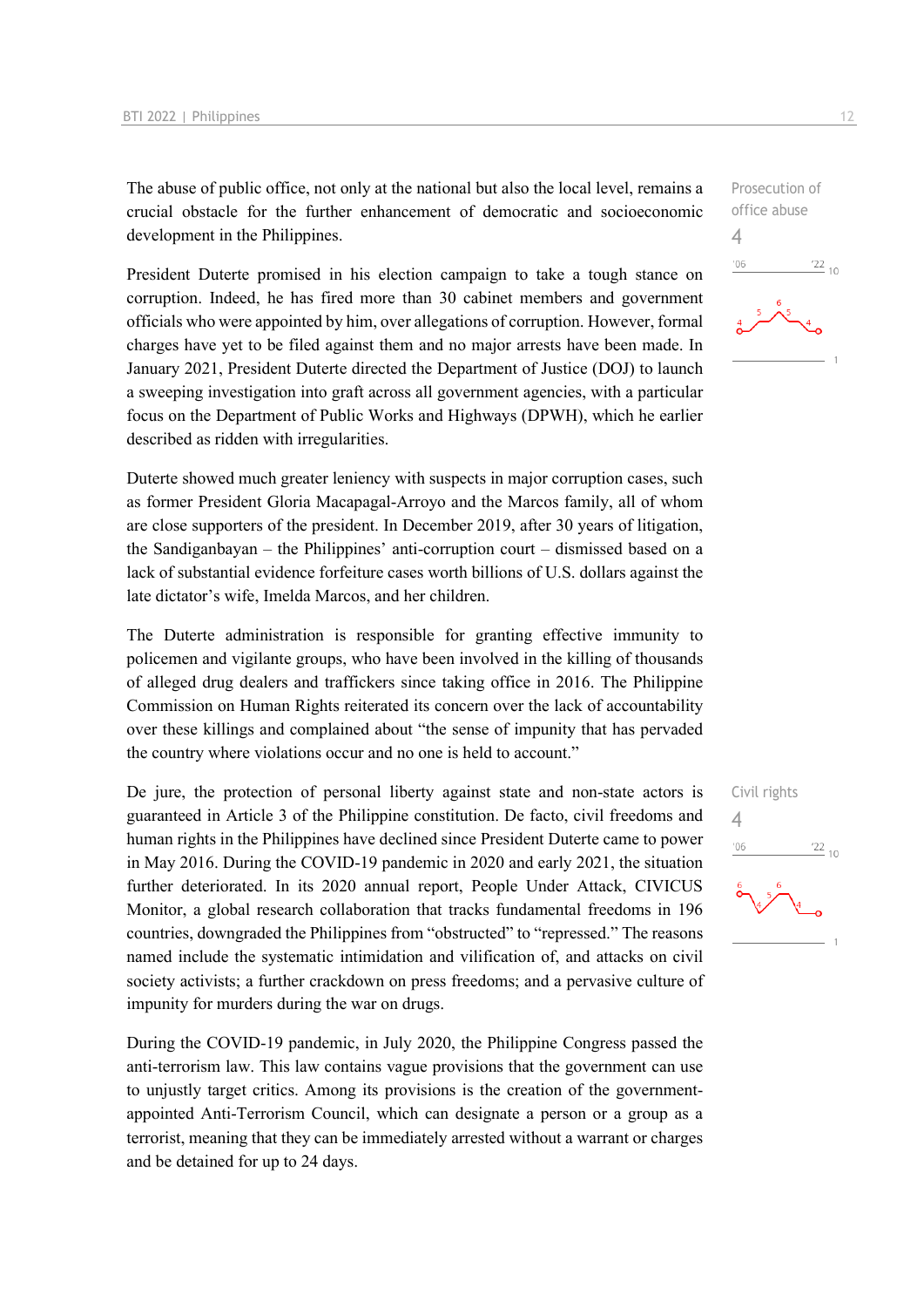The abuse of public office, not only at the national but also the local level, remains a crucial obstacle for the further enhancement of democratic and socioeconomic development in the Philippines.

Prosecution of office abuse
4

President Duterte promised in his election campaign to take a tough stance on corruption. Indeed, he has fired more than 30 cabinet members and government officials who were appointed by him, over allegations of corruption. However, formal charges have yet to be filed against them and no major arrests have been made. In January 2021, President Duterte directed the Department of Justice (DOJ) to launch a sweeping investigation into graft across all government agencies, with a particular focus on the Department of Public Works and Highways (DPWH), which he earlier described as ridden with irregularities.

Duterte showed much greater leniency with suspects in major corruption cases, such as former President Gloria Macapagal-Arroyo and the Marcos family, all of whom are close supporters of the president. In December 2019, after 30 years of litigation, the Sandiganbayan – the Philippines' anti-corruption court – dismissed based on a lack of substantial evidence forfeiture cases worth billions of U.S. dollars against the late dictator's wife, Imelda Marcos, and her children.

The Duterte administration is responsible for granting effective immunity to policemen and vigilante groups, who have been involved in the killing of thousands of alleged drug dealers and traffickers since taking office in 2016. The Philippine Commission on Human Rights reiterated its concern over the lack of accountability over these killings and complained about "the sense of impunity that has pervaded the country where violations occur and no one is held to account."

Civil rights
4

De jure, the protection of personal liberty against state and non-state actors is guaranteed in Article 3 of the Philippine constitution. De facto, civil freedoms and human rights in the Philippines have declined since President Duterte came to power in May 2016. During the COVID-19 pandemic in 2020 and early 2021, the situation further deteriorated. In its 2020 annual report, People Under Attack, CIVICUS Monitor, a global research collaboration that tracks fundamental freedoms in 196 countries, downgraded the Philippines from "obstructed" to "repressed." The reasons named include the systematic intimidation and vilification of, and attacks on civil society activists; a further crackdown on press freedoms; and a pervasive culture of impunity for murders during the war on drugs.

During the COVID-19 pandemic, in July 2020, the Philippine Congress passed the anti-terrorism law. This law contains vague provisions that the government can use to unjustly target critics. Among its provisions is the creation of the government-appointed Anti-Terrorism Council, which can designate a person or a group as a terrorist, meaning that they can be immediately arrested without a warrant or charges and be detained for up to 24 days.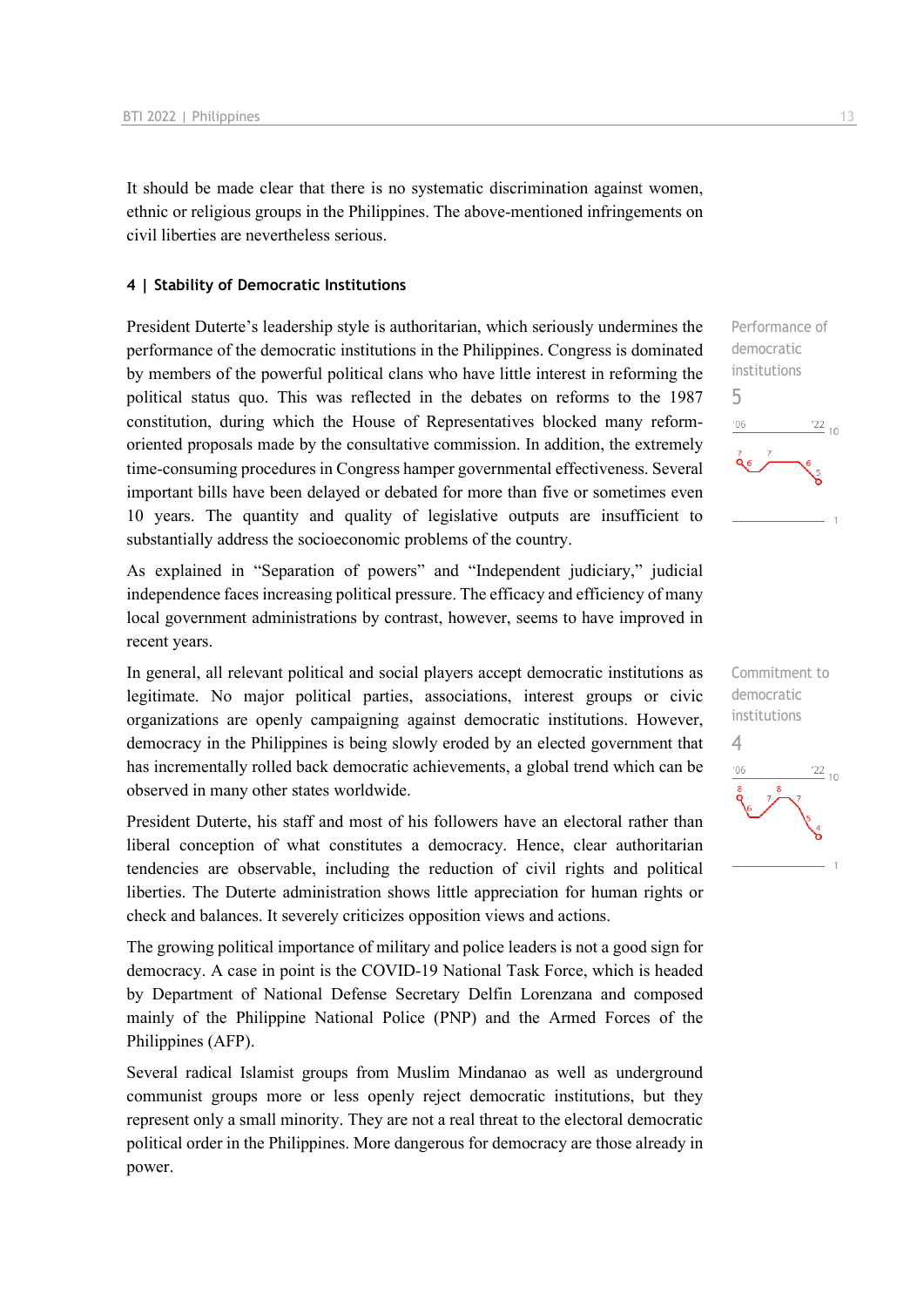It should be made clear that there is no systematic discrimination against women, ethnic or religious groups in the Philippines. The above-mentioned infringements on civil liberties are nevertheless serious.

## 4 | Stability of Democratic Institutions

Performance of democratic institutions
5

President Duterte's leadership style is authoritarian, which seriously undermines the performance of the democratic institutions in the Philippines. Congress is dominated by members of the powerful political clans who have little interest in reforming the political status quo. This was reflected in the debates on reforms to the 1987 constitution, during which the House of Representatives blocked many reform-oriented proposals made by the consultative commission. In addition, the extremely time-consuming procedures in Congress hamper governmental effectiveness. Several important bills have been delayed or debated for more than five or sometimes even 10 years. The quantity and quality of legislative outputs are insufficient to substantially address the socioeconomic problems of the country.

As explained in "Separation of powers" and "Independent judiciary," judicial independence faces increasing political pressure. The efficacy and efficiency of many local government administrations by contrast, however, seems to have improved in recent years.

Commitment to democratic institutions
4

In general, all relevant political and social players accept democratic institutions as legitimate. No major political parties, associations, interest groups or civic organizations are openly campaigning against democratic institutions. However, democracy in the Philippines is being slowly eroded by an elected government that has incrementally rolled back democratic achievements, a global trend which can be observed in many other states worldwide.

President Duterte, his staff and most of his followers have an electoral rather than liberal conception of what constitutes a democracy. Hence, clear authoritarian tendencies are observable, including the reduction of civil rights and political liberties. The Duterte administration shows little appreciation for human rights or check and balances. It severely criticizes opposition views and actions.

The growing political importance of military and police leaders is not a good sign for democracy. A case in point is the COVID-19 National Task Force, which is headed by Department of National Defense Secretary Delfin Lorenzana and composed mainly of the Philippine National Police (PNP) and the Armed Forces of the Philippines (AFP).

Several radical Islamist groups from Muslim Mindanao as well as underground communist groups more or less openly reject democratic institutions, but they represent only a small minority. They are not a real threat to the electoral democratic political order in the Philippines. More dangerous for democracy are those already in power.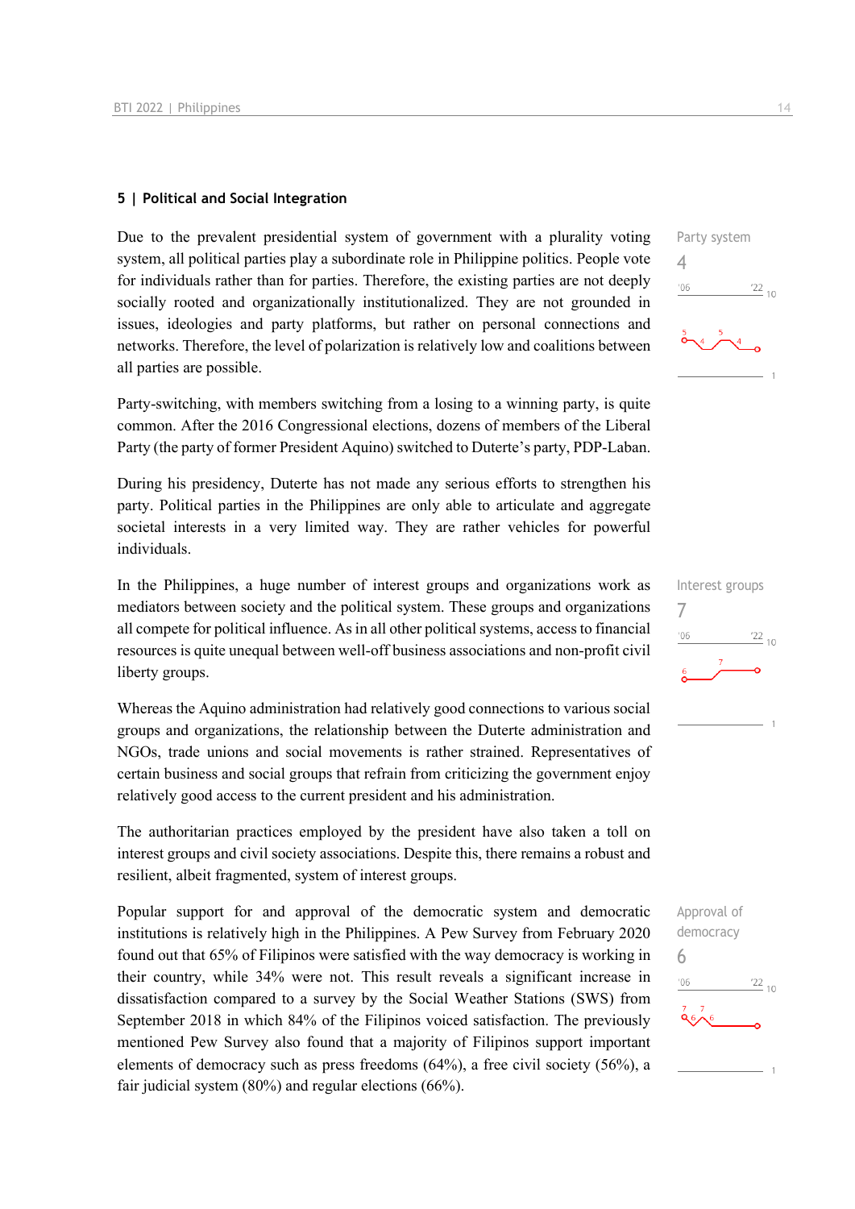## 5 | Political and Social Integration

Due to the prevalent presidential system of government with a plurality voting system, all political parties play a subordinate role in Philippine politics. People vote for individuals rather than for parties. Therefore, the existing parties are not deeply socially rooted and organizationally institutionalized. They are not grounded in issues, ideologies and party platforms, but rather on personal connections and networks. Therefore, the level of polarization is relatively low and coalitions between all parties are possible.

Party system
4

Party-switching, with members switching from a losing to a winning party, is quite common. After the 2016 Congressional elections, dozens of members of the Liberal Party (the party of former President Aquino) switched to Duterte's party, PDP-Laban.

During his presidency, Duterte has not made any serious efforts to strengthen his party. Political parties in the Philippines are only able to articulate and aggregate societal interests in a very limited way. They are rather vehicles for powerful individuals.

In the Philippines, a huge number of interest groups and organizations work as mediators between society and the political system. These groups and organizations all compete for political influence. As in all other political systems, access to financial resources is quite unequal between well-off business associations and non-profit civil liberty groups.

Interest groups
7

Whereas the Aquino administration had relatively good connections to various social groups and organizations, the relationship between the Duterte administration and NGOs, trade unions and social movements is rather strained. Representatives of certain business and social groups that refrain from criticizing the government enjoy relatively good access to the current president and his administration.

The authoritarian practices employed by the president have also taken a toll on interest groups and civil society associations. Despite this, there remains a robust and resilient, albeit fragmented, system of interest groups.

Popular support for and approval of the democratic system and democratic institutions is relatively high in the Philippines. A Pew Survey from February 2020 found out that 65% of Filipinos were satisfied with the way democracy is working in their country, while 34% were not. This result reveals a significant increase in dissatisfaction compared to a survey by the Social Weather Stations (SWS) from September 2018 in which 84% of the Filipinos voiced satisfaction. The previously mentioned Pew Survey also found that a majority of Filipinos support important elements of democracy such as press freedoms (64%), a free civil society (56%), a fair judicial system (80%) and regular elections (66%).

Approval of democracy
6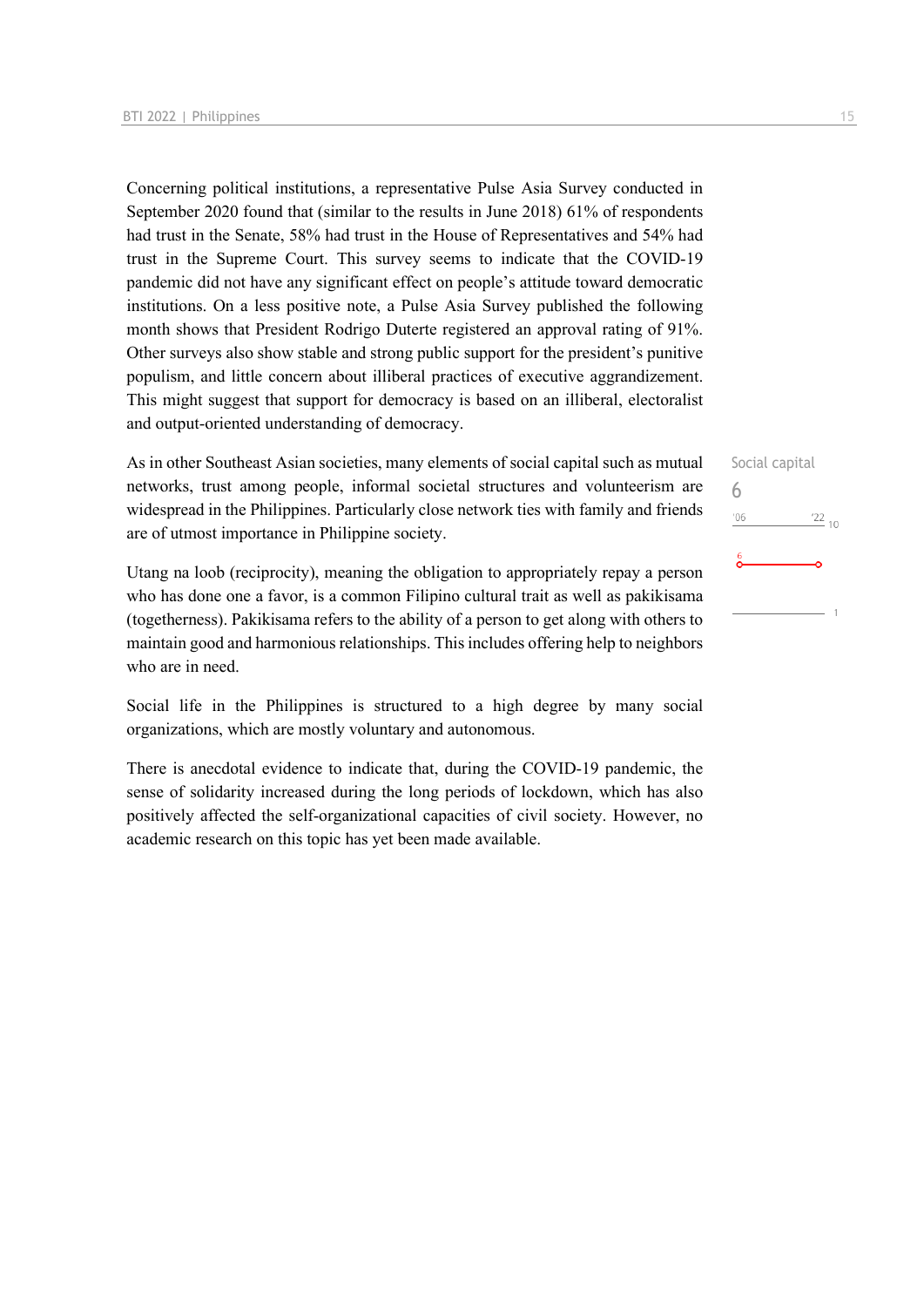Concerning political institutions, a representative Pulse Asia Survey conducted in September 2020 found that (similar to the results in June 2018) 61% of respondents had trust in the Senate, 58% had trust in the House of Representatives and 54% had trust in the Supreme Court. This survey seems to indicate that the COVID-19 pandemic did not have any significant effect on people's attitude toward democratic institutions. On a less positive note, a Pulse Asia Survey published the following month shows that President Rodrigo Duterte registered an approval rating of 91%. Other surveys also show stable and strong public support for the president's punitive populism, and little concern about illiberal practices of executive aggrandizement. This might suggest that support for democracy is based on an illiberal, electoralist and output-oriented understanding of democracy.

Social capital
6

As in other Southeast Asian societies, many elements of social capital such as mutual networks, trust among people, informal societal structures and volunteerism are widespread in the Philippines. Particularly close network ties with family and friends are of utmost importance in Philippine society.

Utang na loob (reciprocity), meaning the obligation to appropriately repay a person who has done one a favor, is a common Filipino cultural trait as well as pakikisama (togetherness). Pakikisama refers to the ability of a person to get along with others to maintain good and harmonious relationships. This includes offering help to neighbors who are in need.

Social life in the Philippines is structured to a high degree by many social organizations, which are mostly voluntary and autonomous.

There is anecdotal evidence to indicate that, during the COVID-19 pandemic, the sense of solidarity increased during the long periods of lockdown, which has also positively affected the self-organizational capacities of civil society. However, no academic research on this topic has yet been made available.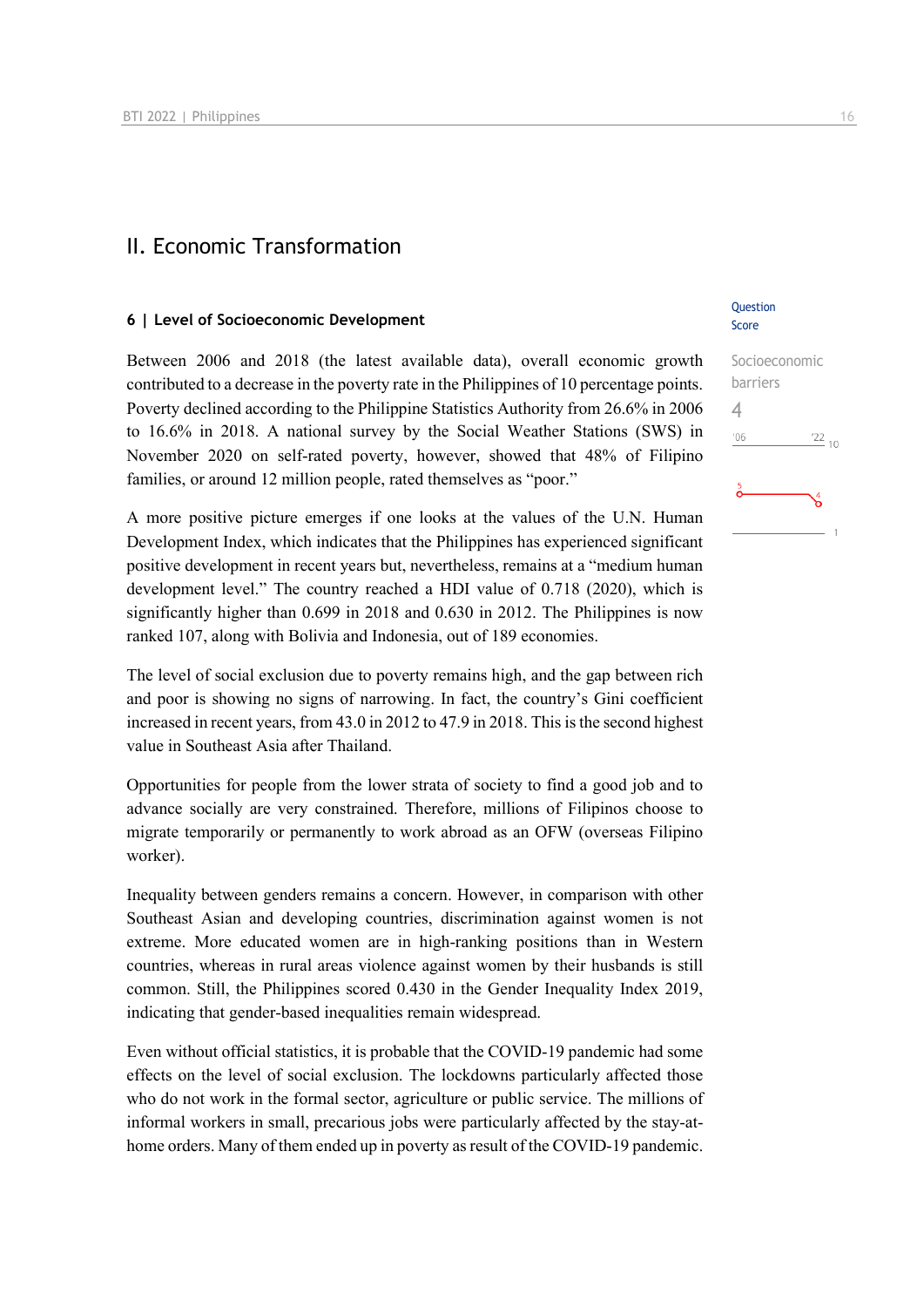# II. Economic Transformation

## 6 | Level of Socioeconomic Development

Question Score

Socioeconomic barriers

4

Between 2006 and 2018 (the latest available data), overall economic growth contributed to a decrease in the poverty rate in the Philippines of 10 percentage points. Poverty declined according to the Philippine Statistics Authority from 26.6% in 2006 to 16.6% in 2018. A national survey by the Social Weather Stations (SWS) in November 2020 on self-rated poverty, however, showed that 48% of Filipino families, or around 12 million people, rated themselves as "poor."

A more positive picture emerges if one looks at the values of the U.N. Human Development Index, which indicates that the Philippines has experienced significant positive development in recent years but, nevertheless, remains at a "medium human development level." The country reached a HDI value of 0.718 (2020), which is significantly higher than 0.699 in 2018 and 0.630 in 2012. The Philippines is now ranked 107, along with Bolivia and Indonesia, out of 189 economies.

The level of social exclusion due to poverty remains high, and the gap between rich and poor is showing no signs of narrowing. In fact, the country's Gini coefficient increased in recent years, from 43.0 in 2012 to 47.9 in 2018. This is the second highest value in Southeast Asia after Thailand.

Opportunities for people from the lower strata of society to find a good job and to advance socially are very constrained. Therefore, millions of Filipinos choose to migrate temporarily or permanently to work abroad as an OFW (overseas Filipino worker).

Inequality between genders remains a concern. However, in comparison with other Southeast Asian and developing countries, discrimination against women is not extreme. More educated women are in high-ranking positions than in Western countries, whereas in rural areas violence against women by their husbands is still common. Still, the Philippines scored 0.430 in the Gender Inequality Index 2019, indicating that gender-based inequalities remain widespread.

Even without official statistics, it is probable that the COVID-19 pandemic had some effects on the level of social exclusion. The lockdowns particularly affected those who do not work in the formal sector, agriculture or public service. The millions of informal workers in small, precarious jobs were particularly affected by the stay-at-home orders. Many of them ended up in poverty as result of the COVID-19 pandemic.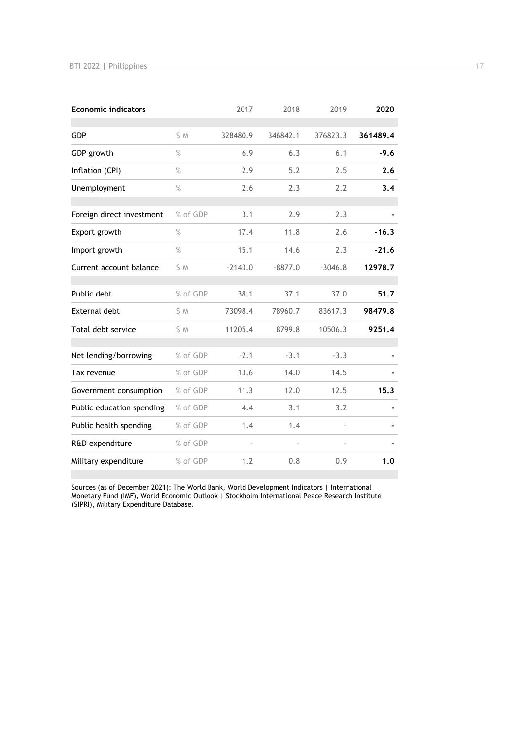| Economic indicators | | 2017 | 2018 | 2019 | 2020 |
|---|---|---|---|---|---|
| GDP | $ M | 328480.9 | 346842.1 | 376823.3 | **361489.4** |
| GDP growth | % | 6.9 | 6.3 | 6.1 | **-9.6** |
| Inflation (CPI) | % | 2.9 | 5.2 | 2.5 | **2.6** |
| Unemployment | % | 2.6 | 2.3 | 2.2 | **3.4** |
| Foreign direct investment | % of GDP | 3.1 | 2.9 | 2.3 | **-** |
| Export growth | % | 17.4 | 11.8 | 2.6 | **-16.3** |
| Import growth | % | 15.1 | 14.6 | 2.3 | **-21.6** |
| Current account balance | $ M | -2143.0 | -8877.0 | -3046.8 | **12978.7** |
| Public debt | % of GDP | 38.1 | 37.1 | 37.0 | **51.7** |
| External debt | $ M | 73098.4 | 78960.7 | 83617.3 | **98479.8** |
| Total debt service | $ M | 11205.4 | 8799.8 | 10506.3 | **9251.4** |
| Net lending/borrowing | % of GDP | -2.1 | -3.1 | -3.3 | **-** |
| Tax revenue | % of GDP | 13.6 | 14.0 | 14.5 | **-** |
| Government consumption | % of GDP | 11.3 | 12.0 | 12.5 | **15.3** |
| Public education spending | % of GDP | 4.4 | 3.1 | 3.2 | **-** |
| Public health spending | % of GDP | 1.4 | 1.4 | - | **-** |
| R&D expenditure | % of GDP | - | - | - | **-** |
| Military expenditure | % of GDP | 1.2 | 0.8 | 0.9 | **1.0** |

Sources (as of December 2021): The World Bank, World Development Indicators | International Monetary Fund (IMF), World Economic Outlook | Stockholm International Peace Research Institute (SIPRI), Military Expenditure Database.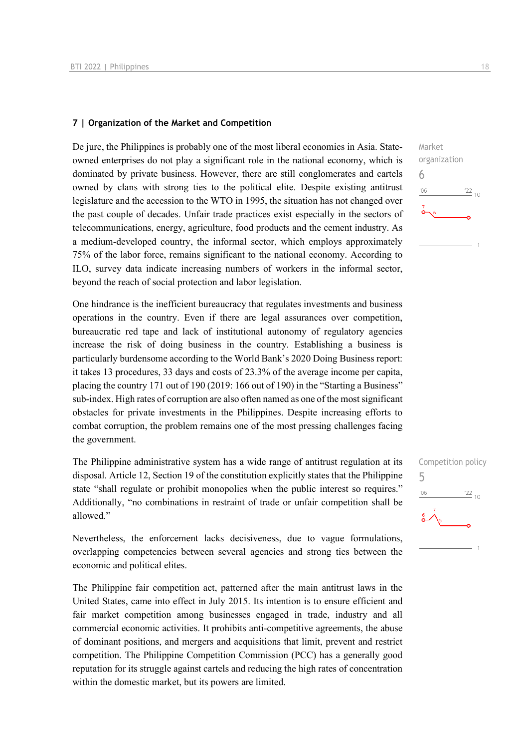## 7 | Organization of the Market and Competition

Market organization
6

De jure, the Philippines is probably one of the most liberal economies in Asia. State-owned enterprises do not play a significant role in the national economy, which is dominated by private business. However, there are still conglomerates and cartels owned by clans with strong ties to the political elite. Despite existing antitrust legislature and the accession to the WTO in 1995, the situation has not changed over the past couple of decades. Unfair trade practices exist especially in the sectors of telecommunications, energy, agriculture, food products and the cement industry. As a medium-developed country, the informal sector, which employs approximately 75% of the labor force, remains significant to the national economy. According to ILO, survey data indicate increasing numbers of workers in the informal sector, beyond the reach of social protection and labor legislation.

One hindrance is the inefficient bureaucracy that regulates investments and business operations in the country. Even if there are legal assurances over competition, bureaucratic red tape and lack of institutional autonomy of regulatory agencies increase the risk of doing business in the country. Establishing a business is particularly burdensome according to the World Bank's 2020 Doing Business report: it takes 13 procedures, 33 days and costs of 23.3% of the average income per capita, placing the country 171 out of 190 (2019: 166 out of 190) in the "Starting a Business" sub-index. High rates of corruption are also often named as one of the most significant obstacles for private investments in the Philippines. Despite increasing efforts to combat corruption, the problem remains one of the most pressing challenges facing the government.

Competition policy
5

The Philippine administrative system has a wide range of antitrust regulation at its disposal. Article 12, Section 19 of the constitution explicitly states that the Philippine state "shall regulate or prohibit monopolies when the public interest so requires." Additionally, "no combinations in restraint of trade or unfair competition shall be allowed."

Nevertheless, the enforcement lacks decisiveness, due to vague formulations, overlapping competencies between several agencies and strong ties between the economic and political elites.

The Philippine fair competition act, patterned after the main antitrust laws in the United States, came into effect in July 2015. Its intention is to ensure efficient and fair market competition among businesses engaged in trade, industry and all commercial economic activities. It prohibits anti-competitive agreements, the abuse of dominant positions, and mergers and acquisitions that limit, prevent and restrict competition. The Philippine Competition Commission (PCC) has a generally good reputation for its struggle against cartels and reducing the high rates of concentration within the domestic market, but its powers are limited.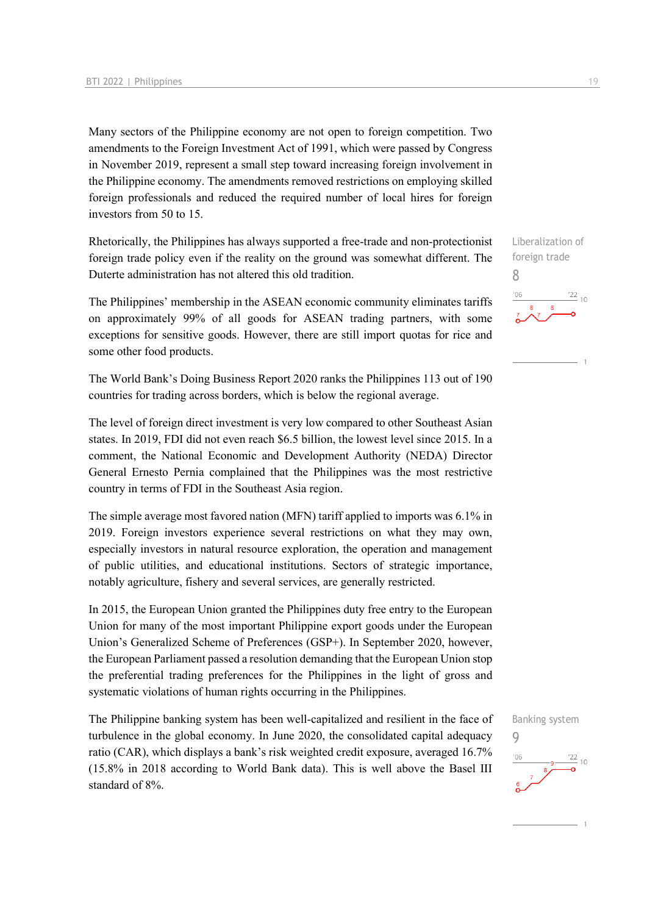Many sectors of the Philippine economy are not open to foreign competition. Two amendments to the Foreign Investment Act of 1991, which were passed by Congress in November 2019, represent a small step toward increasing foreign involvement in the Philippine economy. The amendments removed restrictions on employing skilled foreign professionals and reduced the required number of local hires for foreign investors from 50 to 15.

Rhetorically, the Philippines has always supported a free-trade and non-protectionist foreign trade policy even if the reality on the ground was somewhat different. The Duterte administration has not altered this old tradition.

Liberalization of foreign trade
8

The Philippines' membership in the ASEAN economic community eliminates tariffs on approximately 99% of all goods for ASEAN trading partners, with some exceptions for sensitive goods. However, there are still import quotas for rice and some other food products.

The World Bank's Doing Business Report 2020 ranks the Philippines 113 out of 190 countries for trading across borders, which is below the regional average.

The level of foreign direct investment is very low compared to other Southeast Asian states. In 2019, FDI did not even reach $6.5 billion, the lowest level since 2015. In a comment, the National Economic and Development Authority (NEDA) Director General Ernesto Pernia complained that the Philippines was the most restrictive country in terms of FDI in the Southeast Asia region.

The simple average most favored nation (MFN) tariff applied to imports was 6.1% in 2019. Foreign investors experience several restrictions on what they may own, especially investors in natural resource exploration, the operation and management of public utilities, and educational institutions. Sectors of strategic importance, notably agriculture, fishery and several services, are generally restricted.

In 2015, the European Union granted the Philippines duty free entry to the European Union for many of the most important Philippine export goods under the European Union's Generalized Scheme of Preferences (GSP+). In September 2020, however, the European Parliament passed a resolution demanding that the European Union stop the preferential trading preferences for the Philippines in the light of gross and systematic violations of human rights occurring in the Philippines.

The Philippine banking system has been well-capitalized and resilient in the face of turbulence in the global economy. In June 2020, the consolidated capital adequacy ratio (CAR), which displays a bank's risk weighted credit exposure, averaged 16.7% (15.8% in 2018 according to World Bank data). This is well above the Basel III standard of 8%.

Banking system
9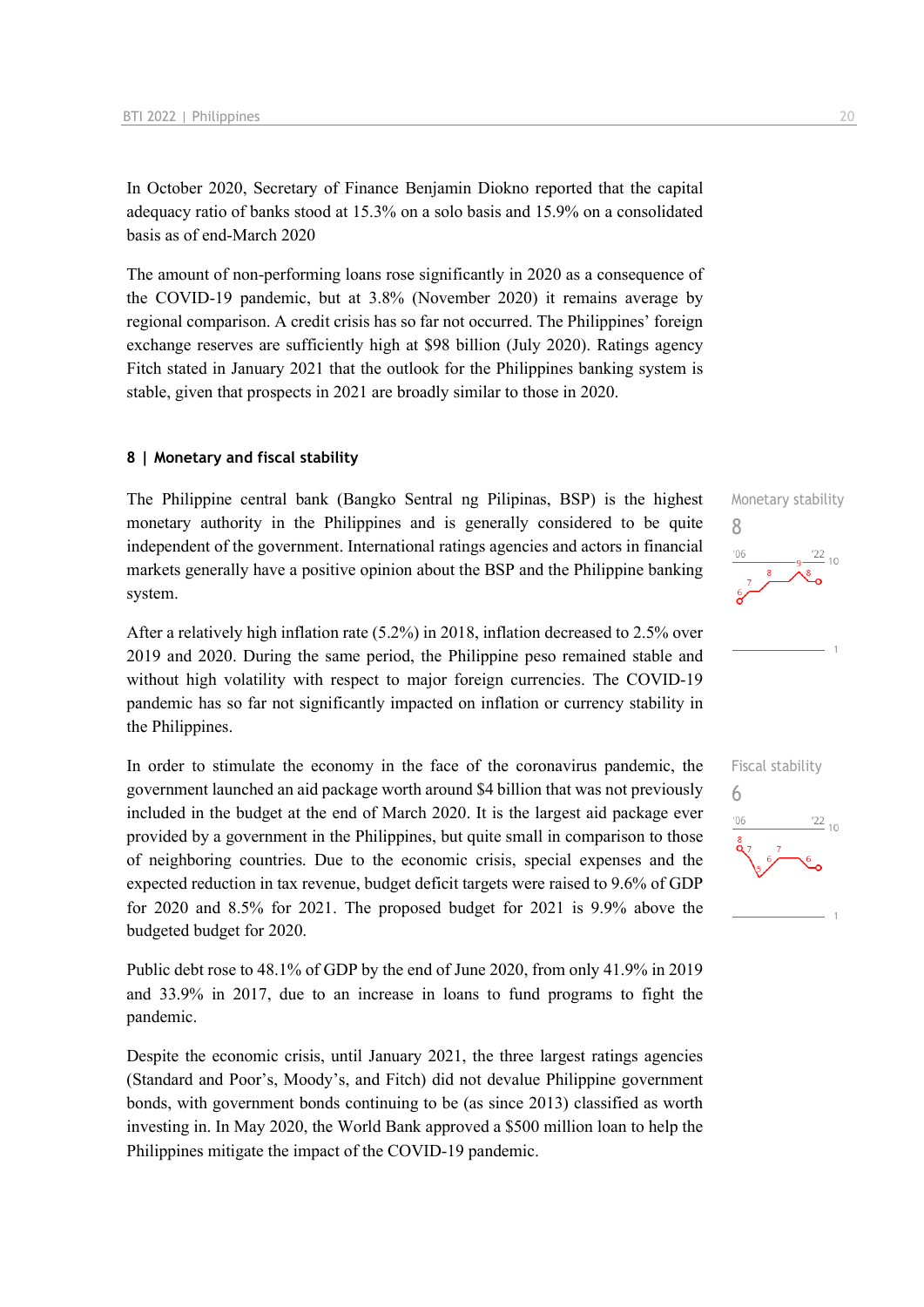In October 2020, Secretary of Finance Benjamin Diokno reported that the capital adequacy ratio of banks stood at 15.3% on a solo basis and 15.9% on a consolidated basis as of end-March 2020

The amount of non-performing loans rose significantly in 2020 as a consequence of the COVID-19 pandemic, but at 3.8% (November 2020) it remains average by regional comparison. A credit crisis has so far not occurred. The Philippines' foreign exchange reserves are sufficiently high at $98 billion (July 2020). Ratings agency Fitch stated in January 2021 that the outlook for the Philippines banking system is stable, given that prospects in 2021 are broadly similar to those in 2020.

## 8 | Monetary and fiscal stability

Monetary stability

8

The Philippine central bank (Bangko Sentral ng Pilipinas, BSP) is the highest monetary authority in the Philippines and is generally considered to be quite independent of the government. International ratings agencies and actors in financial markets generally have a positive opinion about the BSP and the Philippine banking system.

After a relatively high inflation rate (5.2%) in 2018, inflation decreased to 2.5% over 2019 and 2020. During the same period, the Philippine peso remained stable and without high volatility with respect to major foreign currencies. The COVID-19 pandemic has so far not significantly impacted on inflation or currency stability in the Philippines.

Fiscal stability

6

In order to stimulate the economy in the face of the coronavirus pandemic, the government launched an aid package worth around $4 billion that was not previously included in the budget at the end of March 2020. It is the largest aid package ever provided by a government in the Philippines, but quite small in comparison to those of neighboring countries. Due to the economic crisis, special expenses and the expected reduction in tax revenue, budget deficit targets were raised to 9.6% of GDP for 2020 and 8.5% for 2021. The proposed budget for 2021 is 9.9% above the budgeted budget for 2020.

Public debt rose to 48.1% of GDP by the end of June 2020, from only 41.9% in 2019 and 33.9% in 2017, due to an increase in loans to fund programs to fight the pandemic.

Despite the economic crisis, until January 2021, the three largest ratings agencies (Standard and Poor's, Moody's, and Fitch) did not devalue Philippine government bonds, with government bonds continuing to be (as since 2013) classified as worth investing in. In May 2020, the World Bank approved a $500 million loan to help the Philippines mitigate the impact of the COVID-19 pandemic.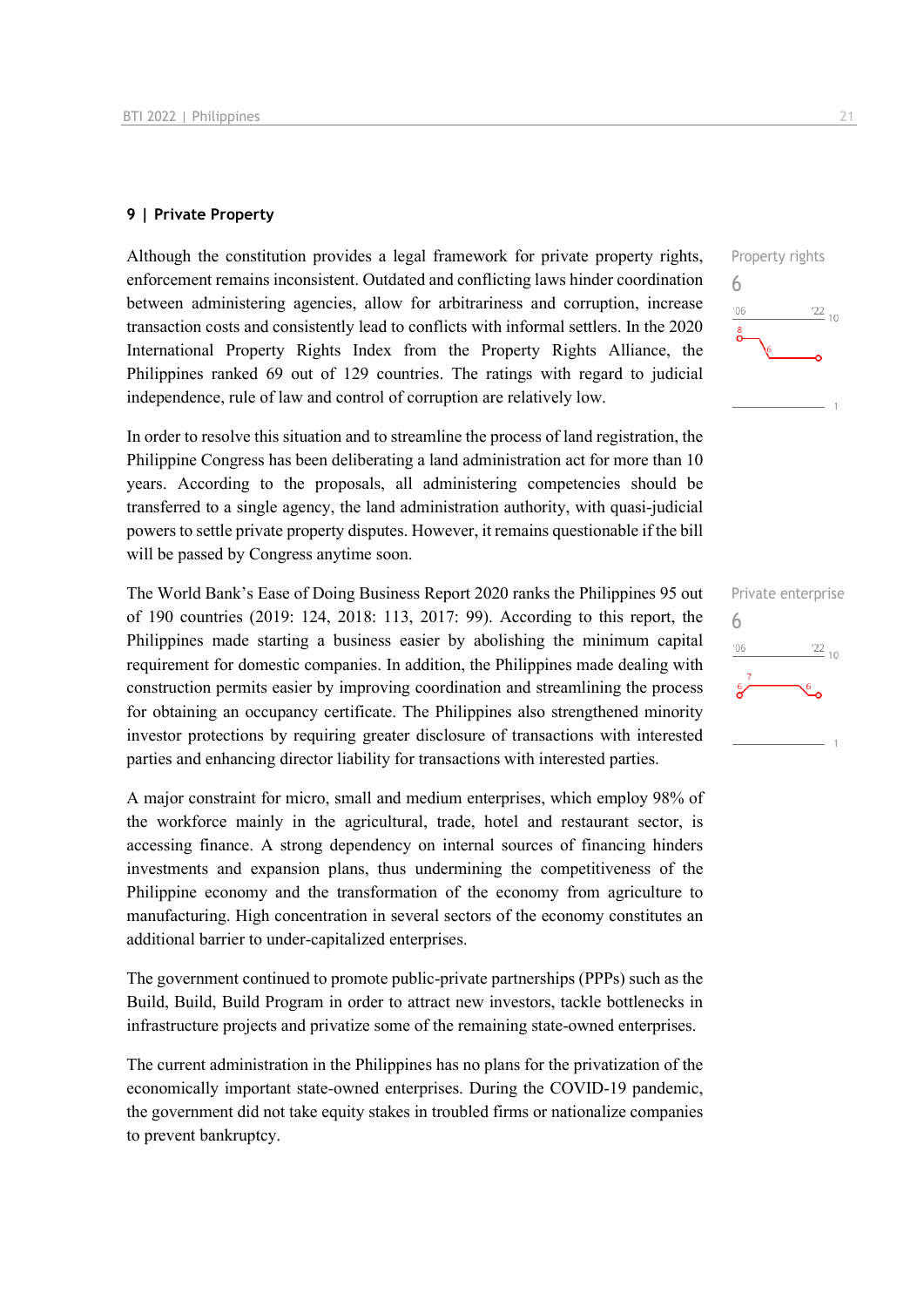## 9 | Private Property

Property rights
6

Although the constitution provides a legal framework for private property rights, enforcement remains inconsistent. Outdated and conflicting laws hinder coordination between administering agencies, allow for arbitrariness and corruption, increase transaction costs and consistently lead to conflicts with informal settlers. In the 2020 International Property Rights Index from the Property Rights Alliance, the Philippines ranked 69 out of 129 countries. The ratings with regard to judicial independence, rule of law and control of corruption are relatively low.

In order to resolve this situation and to streamline the process of land registration, the Philippine Congress has been deliberating a land administration act for more than 10 years. According to the proposals, all administering competencies should be transferred to a single agency, the land administration authority, with quasi-judicial powers to settle private property disputes. However, it remains questionable if the bill will be passed by Congress anytime soon.

Private enterprise
6

The World Bank's Ease of Doing Business Report 2020 ranks the Philippines 95 out of 190 countries (2019: 124, 2018: 113, 2017: 99). According to this report, the Philippines made starting a business easier by abolishing the minimum capital requirement for domestic companies. In addition, the Philippines made dealing with construction permits easier by improving coordination and streamlining the process for obtaining an occupancy certificate. The Philippines also strengthened minority investor protections by requiring greater disclosure of transactions with interested parties and enhancing director liability for transactions with interested parties.

A major constraint for micro, small and medium enterprises, which employ 98% of the workforce mainly in the agricultural, trade, hotel and restaurant sector, is accessing finance. A strong dependency on internal sources of financing hinders investments and expansion plans, thus undermining the competitiveness of the Philippine economy and the transformation of the economy from agriculture to manufacturing. High concentration in several sectors of the economy constitutes an additional barrier to under-capitalized enterprises.

The government continued to promote public-private partnerships (PPPs) such as the Build, Build, Build Program in order to attract new investors, tackle bottlenecks in infrastructure projects and privatize some of the remaining state-owned enterprises.

The current administration in the Philippines has no plans for the privatization of the economically important state-owned enterprises. During the COVID-19 pandemic, the government did not take equity stakes in troubled firms or nationalize companies to prevent bankruptcy.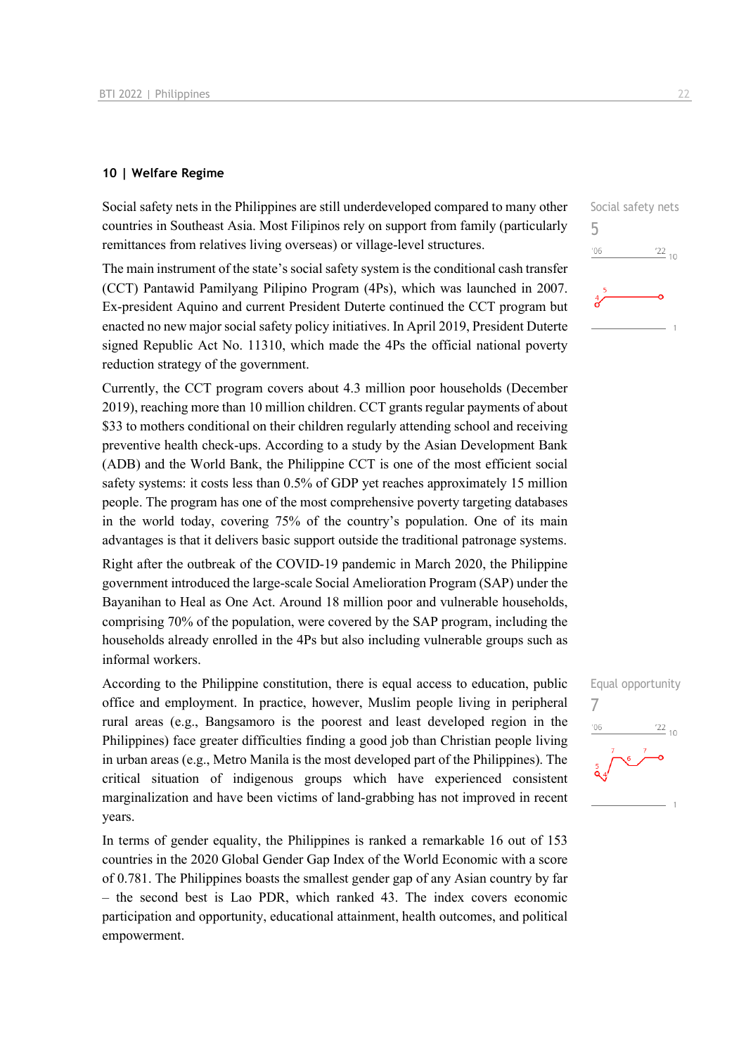## 10 | Welfare Regime

Social safety nets in the Philippines are still underdeveloped compared to many other countries in Southeast Asia. Most Filipinos rely on support from family (particularly remittances from relatives living overseas) or village-level structures.

Social safety nets
5

The main instrument of the state's social safety system is the conditional cash transfer (CCT) Pantawid Pamilyang Pilipino Program (4Ps), which was launched in 2007. Ex-president Aquino and current President Duterte continued the CCT program but enacted no new major social safety policy initiatives. In April 2019, President Duterte signed Republic Act No. 11310, which made the 4Ps the official national poverty reduction strategy of the government.

Currently, the CCT program covers about 4.3 million poor households (December 2019), reaching more than 10 million children. CCT grants regular payments of about $33 to mothers conditional on their children regularly attending school and receiving preventive health check-ups. According to a study by the Asian Development Bank (ADB) and the World Bank, the Philippine CCT is one of the most efficient social safety systems: it costs less than 0.5% of GDP yet reaches approximately 15 million people. The program has one of the most comprehensive poverty targeting databases in the world today, covering 75% of the country's population. One of its main advantages is that it delivers basic support outside the traditional patronage systems.

Right after the outbreak of the COVID-19 pandemic in March 2020, the Philippine government introduced the large-scale Social Amelioration Program (SAP) under the Bayanihan to Heal as One Act. Around 18 million poor and vulnerable households, comprising 70% of the population, were covered by the SAP program, including the households already enrolled in the 4Ps but also including vulnerable groups such as informal workers.

According to the Philippine constitution, there is equal access to education, public office and employment. In practice, however, Muslim people living in peripheral rural areas (e.g., Bangsamoro is the poorest and least developed region in the Philippines) face greater difficulties finding a good job than Christian people living in urban areas (e.g., Metro Manila is the most developed part of the Philippines). The critical situation of indigenous groups which have experienced consistent marginalization and have been victims of land-grabbing has not improved in recent years.

Equal opportunity
7

In terms of gender equality, the Philippines is ranked a remarkable 16 out of 153 countries in the 2020 Global Gender Gap Index of the World Economic with a score of 0.781. The Philippines boasts the smallest gender gap of any Asian country by far – the second best is Lao PDR, which ranked 43. The index covers economic participation and opportunity, educational attainment, health outcomes, and political empowerment.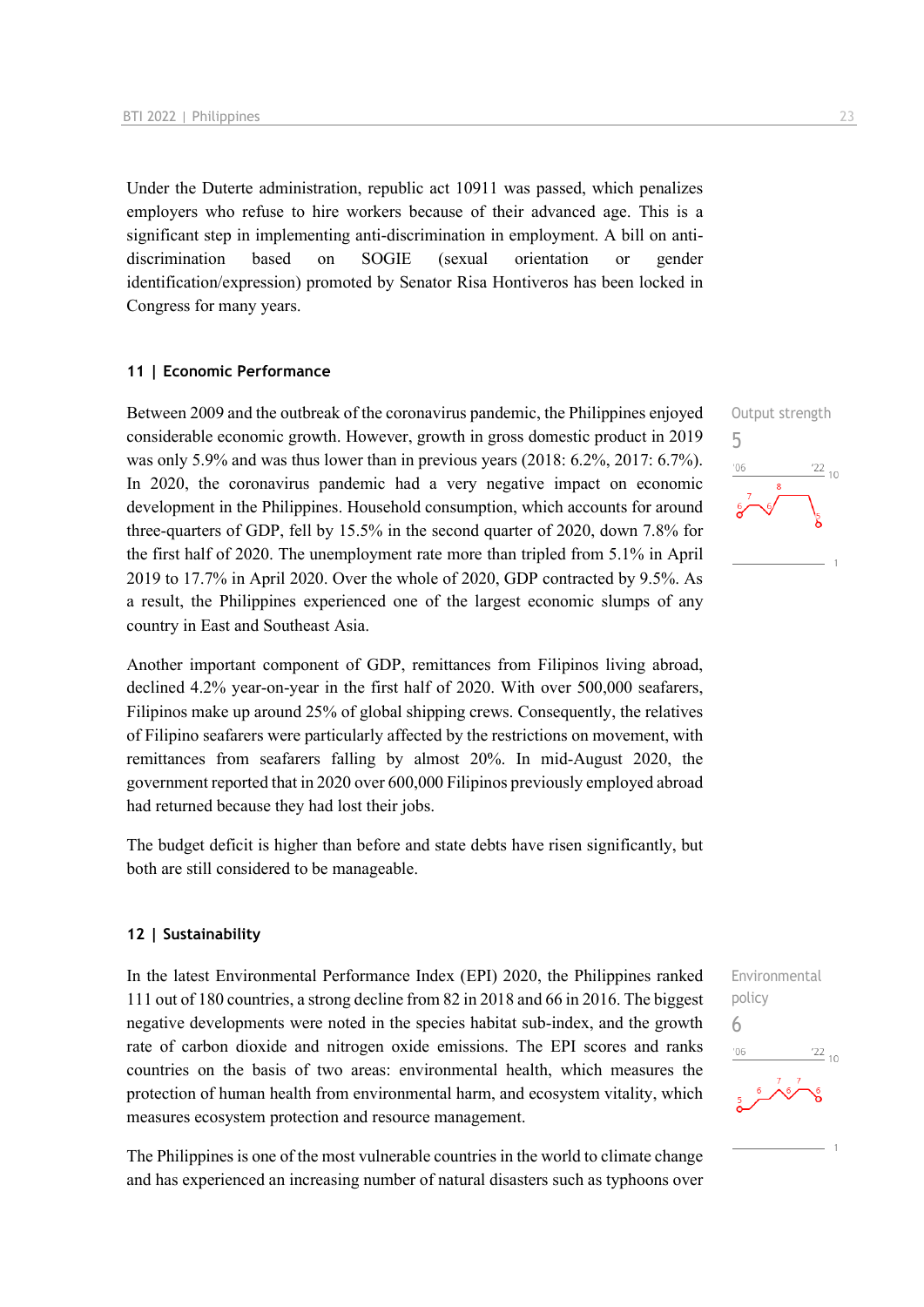Under the Duterte administration, republic act 10911 was passed, which penalizes employers who refuse to hire workers because of their advanced age. This is a significant step in implementing anti-discrimination in employment. A bill on anti-discrimination based on SOGIE (sexual orientation or gender identification/expression) promoted by Senator Risa Hontiveros has been locked in Congress for many years.

## 11 | Economic Performance

Output strength
5

Between 2009 and the outbreak of the coronavirus pandemic, the Philippines enjoyed considerable economic growth. However, growth in gross domestic product in 2019 was only 5.9% and was thus lower than in previous years (2018: 6.2%, 2017: 6.7%). In 2020, the coronavirus pandemic had a very negative impact on economic development in the Philippines. Household consumption, which accounts for around three-quarters of GDP, fell by 15.5% in the second quarter of 2020, down 7.8% for the first half of 2020. The unemployment rate more than tripled from 5.1% in April 2019 to 17.7% in April 2020. Over the whole of 2020, GDP contracted by 9.5%. As a result, the Philippines experienced one of the largest economic slumps of any country in East and Southeast Asia.

Another important component of GDP, remittances from Filipinos living abroad, declined 4.2% year-on-year in the first half of 2020. With over 500,000 seafarers, Filipinos make up around 25% of global shipping crews. Consequently, the relatives of Filipino seafarers were particularly affected by the restrictions on movement, with remittances from seafarers falling by almost 20%. In mid-August 2020, the government reported that in 2020 over 600,000 Filipinos previously employed abroad had returned because they had lost their jobs.

The budget deficit is higher than before and state debts have risen significantly, but both are still considered to be manageable.

## 12 | Sustainability

Environmental policy
6

In the latest Environmental Performance Index (EPI) 2020, the Philippines ranked 111 out of 180 countries, a strong decline from 82 in 2018 and 66 in 2016. The biggest negative developments were noted in the species habitat sub-index, and the growth rate of carbon dioxide and nitrogen oxide emissions. The EPI scores and ranks countries on the basis of two areas: environmental health, which measures the protection of human health from environmental harm, and ecosystem vitality, which measures ecosystem protection and resource management.

The Philippines is one of the most vulnerable countries in the world to climate change and has experienced an increasing number of natural disasters such as typhoons over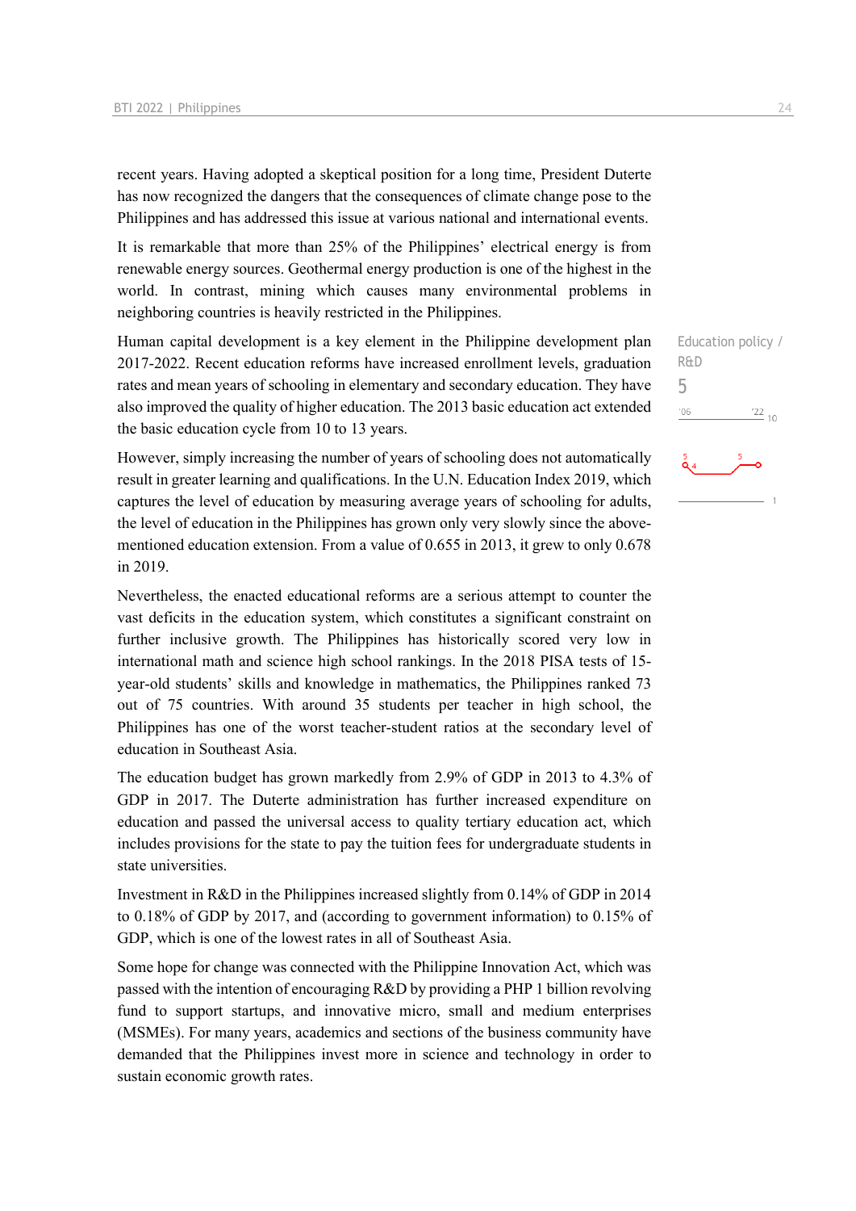recent years. Having adopted a skeptical position for a long time, President Duterte has now recognized the dangers that the consequences of climate change pose to the Philippines and has addressed this issue at various national and international events.

It is remarkable that more than 25% of the Philippines' electrical energy is from renewable energy sources. Geothermal energy production is one of the highest in the world. In contrast, mining which causes many environmental problems in neighboring countries is heavily restricted in the Philippines.

Education policy / R&D

5

Human capital development is a key element in the Philippine development plan 2017-2022. Recent education reforms have increased enrollment levels, graduation rates and mean years of schooling in elementary and secondary education. They have also improved the quality of higher education. The 2013 basic education act extended the basic education cycle from 10 to 13 years.

However, simply increasing the number of years of schooling does not automatically result in greater learning and qualifications. In the U.N. Education Index 2019, which captures the level of education by measuring average years of schooling for adults, the level of education in the Philippines has grown only very slowly since the above-mentioned education extension. From a value of 0.655 in 2013, it grew to only 0.678 in 2019.

Nevertheless, the enacted educational reforms are a serious attempt to counter the vast deficits in the education system, which constitutes a significant constraint on further inclusive growth. The Philippines has historically scored very low in international math and science high school rankings. In the 2018 PISA tests of 15-year-old students' skills and knowledge in mathematics, the Philippines ranked 73 out of 75 countries. With around 35 students per teacher in high school, the Philippines has one of the worst teacher-student ratios at the secondary level of education in Southeast Asia.

The education budget has grown markedly from 2.9% of GDP in 2013 to 4.3% of GDP in 2017. The Duterte administration has further increased expenditure on education and passed the universal access to quality tertiary education act, which includes provisions for the state to pay the tuition fees for undergraduate students in state universities.

Investment in R&D in the Philippines increased slightly from 0.14% of GDP in 2014 to 0.18% of GDP by 2017, and (according to government information) to 0.15% of GDP, which is one of the lowest rates in all of Southeast Asia.

Some hope for change was connected with the Philippine Innovation Act, which was passed with the intention of encouraging R&D by providing a PHP 1 billion revolving fund to support startups, and innovative micro, small and medium enterprises (MSMEs). For many years, academics and sections of the business community have demanded that the Philippines invest more in science and technology in order to sustain economic growth rates.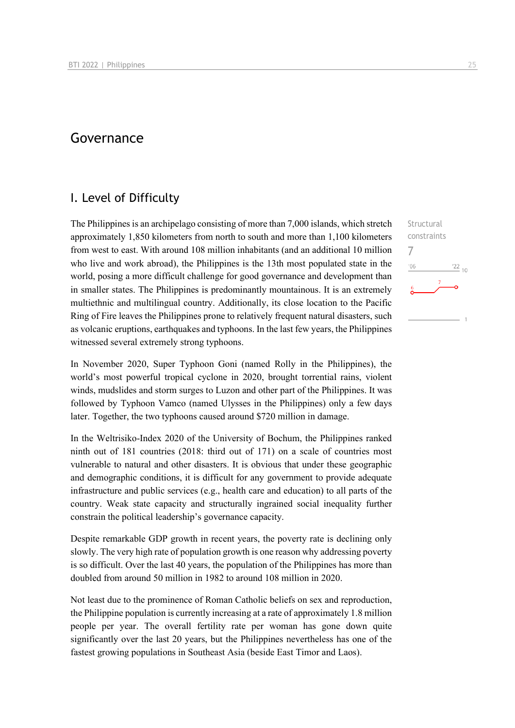# Governance

## I. Level of Difficulty

The Philippines is an archipelago consisting of more than 7,000 islands, which stretch approximately 1,850 kilometers from north to south and more than 1,100 kilometers from west to east. With around 108 million inhabitants (and an additional 10 million who live and work abroad), the Philippines is the 13th most populated state in the world, posing a more difficult challenge for good governance and development than in smaller states. The Philippines is predominantly mountainous. It is an extremely multiethnic and multilingual country. Additionally, its close location to the Pacific Ring of Fire leaves the Philippines prone to relatively frequent natural disasters, such as volcanic eruptions, earthquakes and typhoons. In the last few years, the Philippines witnessed several extremely strong typhoons.

Structural constraints
7

In November 2020, Super Typhoon Goni (named Rolly in the Philippines), the world's most powerful tropical cyclone in 2020, brought torrential rains, violent winds, mudslides and storm surges to Luzon and other part of the Philippines. It was followed by Typhoon Vamco (named Ulysses in the Philippines) only a few days later. Together, the two typhoons caused around $720 million in damage.

In the Weltrisiko-Index 2020 of the University of Bochum, the Philippines ranked ninth out of 181 countries (2018: third out of 171) on a scale of countries most vulnerable to natural and other disasters. It is obvious that under these geographic and demographic conditions, it is difficult for any government to provide adequate infrastructure and public services (e.g., health care and education) to all parts of the country. Weak state capacity and structurally ingrained social inequality further constrain the political leadership's governance capacity.

Despite remarkable GDP growth in recent years, the poverty rate is declining only slowly. The very high rate of population growth is one reason why addressing poverty is so difficult. Over the last 40 years, the population of the Philippines has more than doubled from around 50 million in 1982 to around 108 million in 2020.

Not least due to the prominence of Roman Catholic beliefs on sex and reproduction, the Philippine population is currently increasing at a rate of approximately 1.8 million people per year. The overall fertility rate per woman has gone down quite significantly over the last 20 years, but the Philippines nevertheless has one of the fastest growing populations in Southeast Asia (beside East Timor and Laos).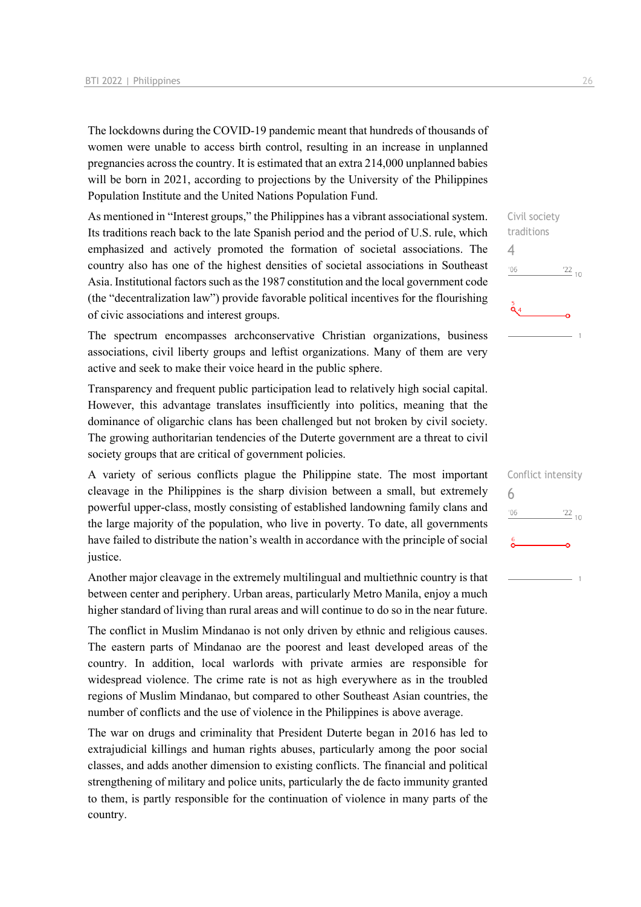The lockdowns during the COVID-19 pandemic meant that hundreds of thousands of women were unable to access birth control, resulting in an increase in unplanned pregnancies across the country. It is estimated that an extra 214,000 unplanned babies will be born in 2021, according to projections by the University of the Philippines Population Institute and the United Nations Population Fund.

Civil society traditions

4

As mentioned in "Interest groups," the Philippines has a vibrant associational system. Its traditions reach back to the late Spanish period and the period of U.S. rule, which emphasized and actively promoted the formation of societal associations. The country also has one of the highest densities of societal associations in Southeast Asia. Institutional factors such as the 1987 constitution and the local government code (the "decentralization law") provide favorable political incentives for the flourishing of civic associations and interest groups.

The spectrum encompasses archconservative Christian organizations, business associations, civil liberty groups and leftist organizations. Many of them are very active and seek to make their voice heard in the public sphere.

Transparency and frequent public participation lead to relatively high social capital. However, this advantage translates insufficiently into politics, meaning that the dominance of oligarchic clans has been challenged but not broken by civil society. The growing authoritarian tendencies of the Duterte government are a threat to civil society groups that are critical of government policies.

Conflict intensity

6

A variety of serious conflicts plague the Philippine state. The most important cleavage in the Philippines is the sharp division between a small, but extremely powerful upper-class, mostly consisting of established landowning family clans and the large majority of the population, who live in poverty. To date, all governments have failed to distribute the nation's wealth in accordance with the principle of social justice.

Another major cleavage in the extremely multilingual and multiethnic country is that between center and periphery. Urban areas, particularly Metro Manila, enjoy a much higher standard of living than rural areas and will continue to do so in the near future.

The conflict in Muslim Mindanao is not only driven by ethnic and religious causes. The eastern parts of Mindanao are the poorest and least developed areas of the country. In addition, local warlords with private armies are responsible for widespread violence. The crime rate is not as high everywhere as in the troubled regions of Muslim Mindanao, but compared to other Southeast Asian countries, the number of conflicts and the use of violence in the Philippines is above average.

The war on drugs and criminality that President Duterte began in 2016 has led to extrajudicial killings and human rights abuses, particularly among the poor social classes, and adds another dimension to existing conflicts. The financial and political strengthening of military and police units, particularly the de facto immunity granted to them, is partly responsible for the continuation of violence in many parts of the country.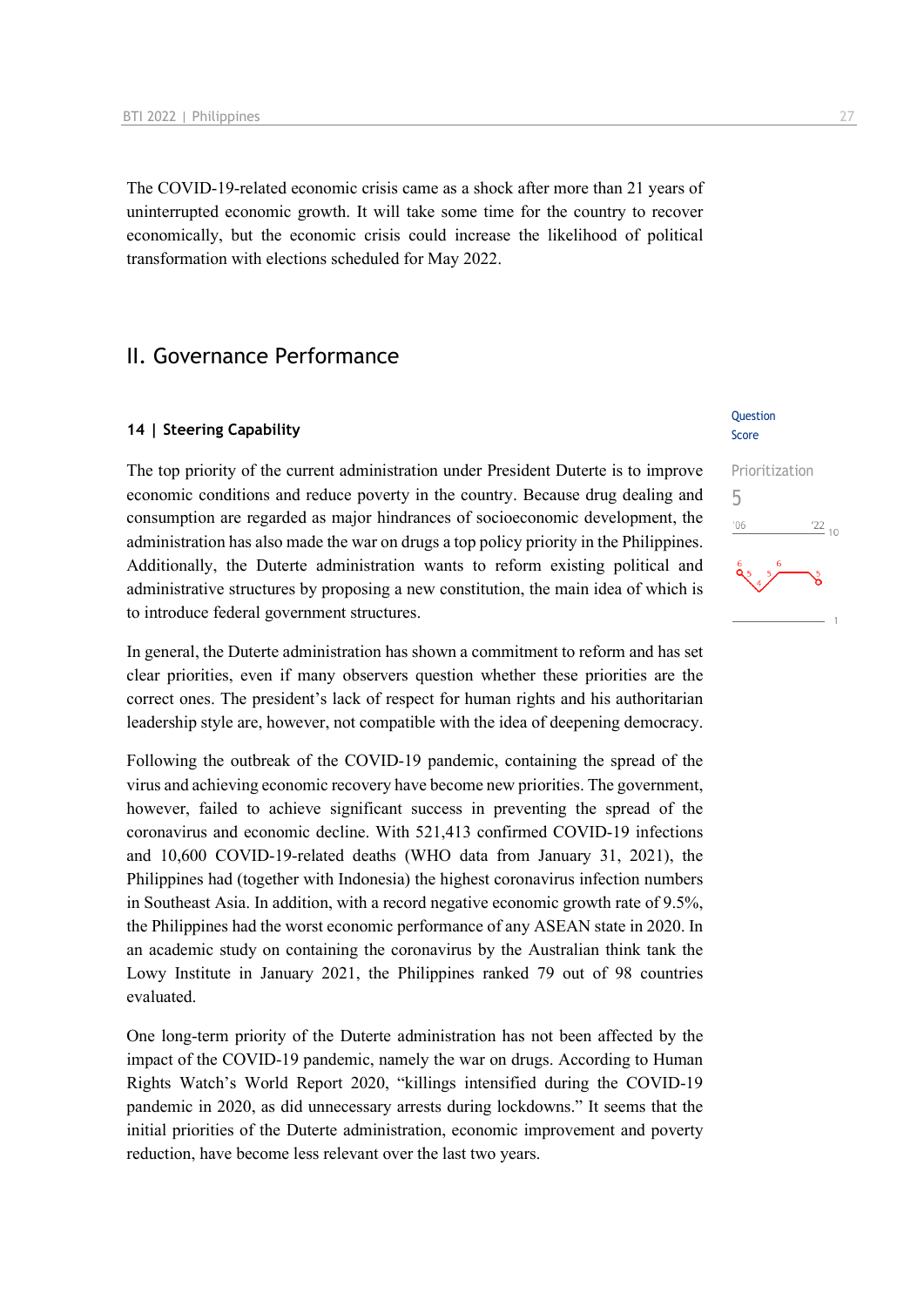The COVID-19-related economic crisis came as a shock after more than 21 years of uninterrupted economic growth. It will take some time for the country to recover economically, but the economic crisis could increase the likelihood of political transformation with elections scheduled for May 2022.

## II. Governance Performance

### 14 | Steering Capability

Question Score

Prioritization
5

The top priority of the current administration under President Duterte is to improve economic conditions and reduce poverty in the country. Because drug dealing and consumption are regarded as major hindrances of socioeconomic development, the administration has also made the war on drugs a top policy priority in the Philippines. Additionally, the Duterte administration wants to reform existing political and administrative structures by proposing a new constitution, the main idea of which is to introduce federal government structures.

In general, the Duterte administration has shown a commitment to reform and has set clear priorities, even if many observers question whether these priorities are the correct ones. The president's lack of respect for human rights and his authoritarian leadership style are, however, not compatible with the idea of deepening democracy.

Following the outbreak of the COVID-19 pandemic, containing the spread of the virus and achieving economic recovery have become new priorities. The government, however, failed to achieve significant success in preventing the spread of the coronavirus and economic decline. With 521,413 confirmed COVID-19 infections and 10,600 COVID-19-related deaths (WHO data from January 31, 2021), the Philippines had (together with Indonesia) the highest coronavirus infection numbers in Southeast Asia. In addition, with a record negative economic growth rate of 9.5%, the Philippines had the worst economic performance of any ASEAN state in 2020. In an academic study on containing the coronavirus by the Australian think tank the Lowy Institute in January 2021, the Philippines ranked 79 out of 98 countries evaluated.

One long-term priority of the Duterte administration has not been affected by the impact of the COVID-19 pandemic, namely the war on drugs. According to Human Rights Watch's World Report 2020, "killings intensified during the COVID-19 pandemic in 2020, as did unnecessary arrests during lockdowns." It seems that the initial priorities of the Duterte administration, economic improvement and poverty reduction, have become less relevant over the last two years.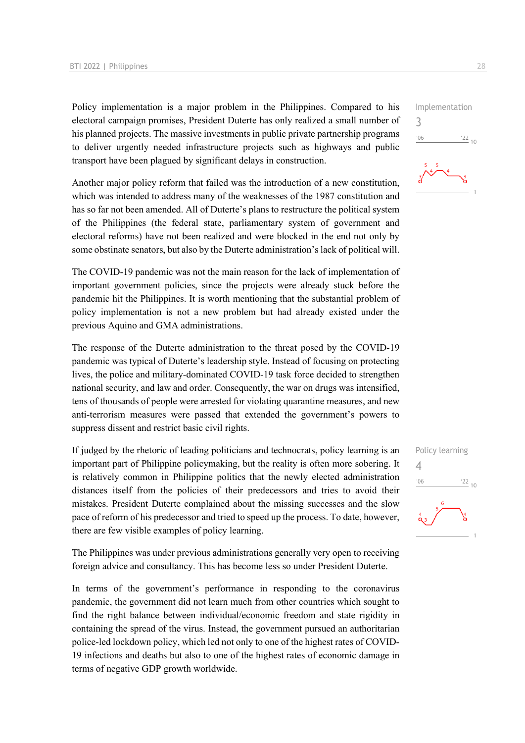Policy implementation is a major problem in the Philippines. Compared to his electoral campaign promises, President Duterte has only realized a small number of his planned projects. The massive investments in public private partnership programs to deliver urgently needed infrastructure projects such as highways and public transport have been plagued by significant delays in construction.

Implementation
3

Another major policy reform that failed was the introduction of a new constitution, which was intended to address many of the weaknesses of the 1987 constitution and has so far not been amended. All of Duterte's plans to restructure the political system of the Philippines (the federal state, parliamentary system of government and electoral reforms) have not been realized and were blocked in the end not only by some obstinate senators, but also by the Duterte administration's lack of political will.

The COVID-19 pandemic was not the main reason for the lack of implementation of important government policies, since the projects were already stuck before the pandemic hit the Philippines. It is worth mentioning that the substantial problem of policy implementation is not a new problem but had already existed under the previous Aquino and GMA administrations.

The response of the Duterte administration to the threat posed by the COVID-19 pandemic was typical of Duterte's leadership style. Instead of focusing on protecting lives, the police and military-dominated COVID-19 task force decided to strengthen national security, and law and order. Consequently, the war on drugs was intensified, tens of thousands of people were arrested for violating quarantine measures, and new anti-terrorism measures were passed that extended the government's powers to suppress dissent and restrict basic civil rights.

If judged by the rhetoric of leading politicians and technocrats, policy learning is an important part of Philippine policymaking, but the reality is often more sobering. It is relatively common in Philippine politics that the newly elected administration distances itself from the policies of their predecessors and tries to avoid their mistakes. President Duterte complained about the missing successes and the slow pace of reform of his predecessor and tried to speed up the process. To date, however, there are few visible examples of policy learning.

Policy learning
4

The Philippines was under previous administrations generally very open to receiving foreign advice and consultancy. This has become less so under President Duterte.

In terms of the government's performance in responding to the coronavirus pandemic, the government did not learn much from other countries which sought to find the right balance between individual/economic freedom and state rigidity in containing the spread of the virus. Instead, the government pursued an authoritarian police-led lockdown policy, which led not only to one of the highest rates of COVID-19 infections and deaths but also to one of the highest rates of economic damage in terms of negative GDP growth worldwide.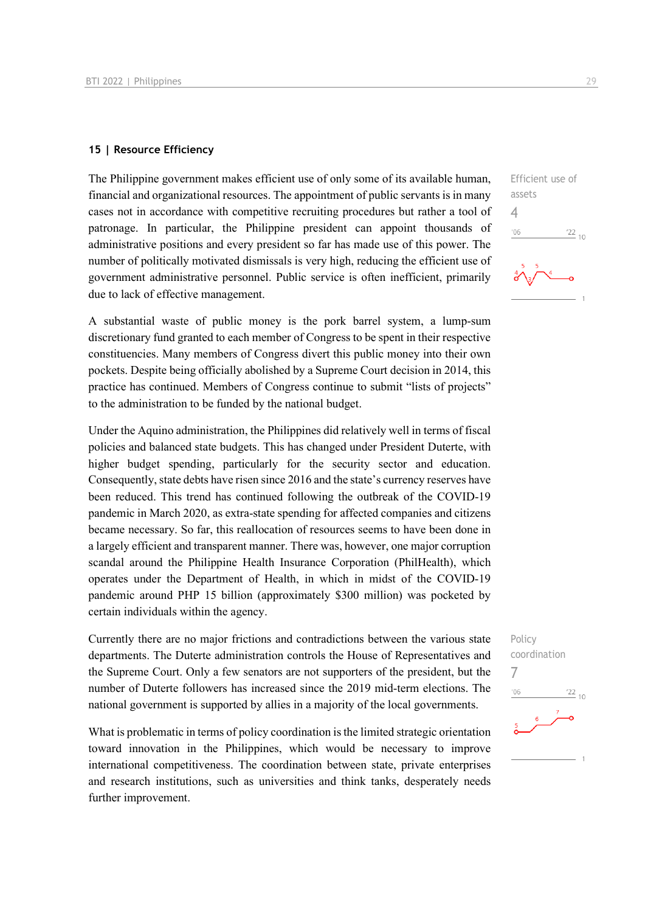### 15 | Resource Efficiency

Efficient use of assets

4

The Philippine government makes efficient use of only some of its available human, financial and organizational resources. The appointment of public servants is in many cases not in accordance with competitive recruiting procedures but rather a tool of patronage. In particular, the Philippine president can appoint thousands of administrative positions and every president so far has made use of this power. The number of politically motivated dismissals is very high, reducing the efficient use of government administrative personnel. Public service is often inefficient, primarily due to lack of effective management.

A substantial waste of public money is the pork barrel system, a lump-sum discretionary fund granted to each member of Congress to be spent in their respective constituencies. Many members of Congress divert this public money into their own pockets. Despite being officially abolished by a Supreme Court decision in 2014, this practice has continued. Members of Congress continue to submit "lists of projects" to the administration to be funded by the national budget.

Under the Aquino administration, the Philippines did relatively well in terms of fiscal policies and balanced state budgets. This has changed under President Duterte, with higher budget spending, particularly for the security sector and education. Consequently, state debts have risen since 2016 and the state's currency reserves have been reduced. This trend has continued following the outbreak of the COVID-19 pandemic in March 2020, as extra-state spending for affected companies and citizens became necessary. So far, this reallocation of resources seems to have been done in a largely efficient and transparent manner. There was, however, one major corruption scandal around the Philippine Health Insurance Corporation (PhilHealth), which operates under the Department of Health, in which in midst of the COVID-19 pandemic around PHP 15 billion (approximately $300 million) was pocketed by certain individuals within the agency.

Policy coordination

7

Currently there are no major frictions and contradictions between the various state departments. The Duterte administration controls the House of Representatives and the Supreme Court. Only a few senators are not supporters of the president, but the number of Duterte followers has increased since the 2019 mid-term elections. The national government is supported by allies in a majority of the local governments.

What is problematic in terms of policy coordination is the limited strategic orientation toward innovation in the Philippines, which would be necessary to improve international competitiveness. The coordination between state, private enterprises and research institutions, such as universities and think tanks, desperately needs further improvement.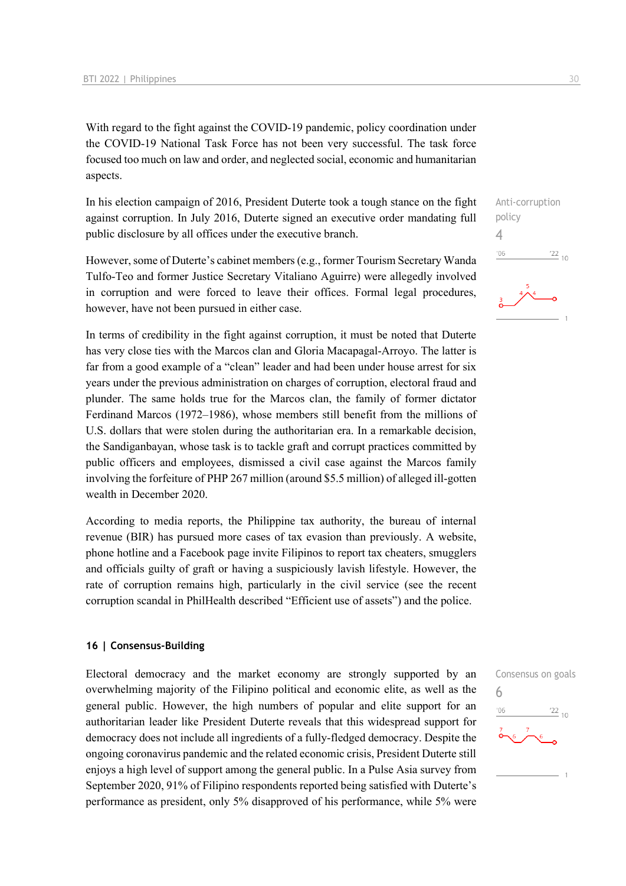With regard to the fight against the COVID-19 pandemic, policy coordination under the COVID-19 National Task Force has not been very successful. The task force focused too much on law and order, and neglected social, economic and humanitarian aspects.

Anti-corruption policy
4

In his election campaign of 2016, President Duterte took a tough stance on the fight against corruption. In July 2016, Duterte signed an executive order mandating full public disclosure by all offices under the executive branch.

However, some of Duterte's cabinet members (e.g., former Tourism Secretary Wanda Tulfo-Teo and former Justice Secretary Vitaliano Aguirre) were allegedly involved in corruption and were forced to leave their offices. Formal legal procedures, however, have not been pursued in either case.

In terms of credibility in the fight against corruption, it must be noted that Duterte has very close ties with the Marcos clan and Gloria Macapagal-Arroyo. The latter is far from a good example of a "clean" leader and had been under house arrest for six years under the previous administration on charges of corruption, electoral fraud and plunder. The same holds true for the Marcos clan, the family of former dictator Ferdinand Marcos (1972–1986), whose members still benefit from the millions of U.S. dollars that were stolen during the authoritarian era. In a remarkable decision, the Sandiganbayan, whose task is to tackle graft and corrupt practices committed by public officers and employees, dismissed a civil case against the Marcos family involving the forfeiture of PHP 267 million (around $5.5 million) of alleged ill-gotten wealth in December 2020.

According to media reports, the Philippine tax authority, the bureau of internal revenue (BIR) has pursued more cases of tax evasion than previously. A website, phone hotline and a Facebook page invite Filipinos to report tax cheaters, smugglers and officials guilty of graft or having a suspiciously lavish lifestyle. However, the rate of corruption remains high, particularly in the civil service (see the recent corruption scandal in PhilHealth described "Efficient use of assets") and the police.

## 16 | Consensus-Building

Consensus on goals
6

Electoral democracy and the market economy are strongly supported by an overwhelming majority of the Filipino political and economic elite, as well as the general public. However, the high numbers of popular and elite support for an authoritarian leader like President Duterte reveals that this widespread support for democracy does not include all ingredients of a fully-fledged democracy. Despite the ongoing coronavirus pandemic and the related economic crisis, President Duterte still enjoys a high level of support among the general public. In a Pulse Asia survey from September 2020, 91% of Filipino respondents reported being satisfied with Duterte's performance as president, only 5% disapproved of his performance, while 5% were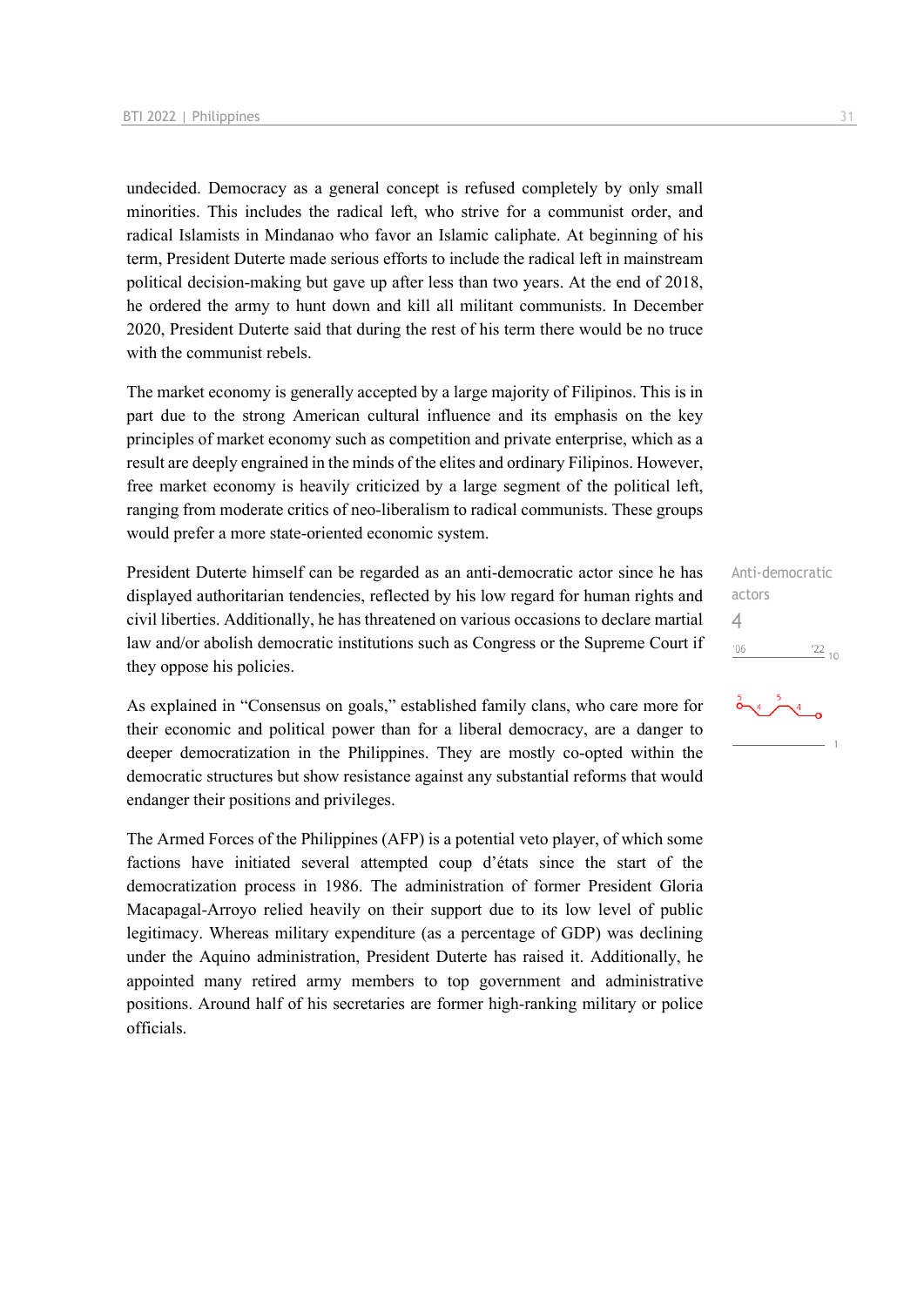undecided. Democracy as a general concept is refused completely by only small minorities. This includes the radical left, who strive for a communist order, and radical Islamists in Mindanao who favor an Islamic caliphate. At beginning of his term, President Duterte made serious efforts to include the radical left in mainstream political decision-making but gave up after less than two years. At the end of 2018, he ordered the army to hunt down and kill all militant communists. In December 2020, President Duterte said that during the rest of his term there would be no truce with the communist rebels.

The market economy is generally accepted by a large majority of Filipinos. This is in part due to the strong American cultural influence and its emphasis on the key principles of market economy such as competition and private enterprise, which as a result are deeply engrained in the minds of the elites and ordinary Filipinos. However, free market economy is heavily criticized by a large segment of the political left, ranging from moderate critics of neo-liberalism to radical communists. These groups would prefer a more state-oriented economic system.

Anti-democratic actors
4

President Duterte himself can be regarded as an anti-democratic actor since he has displayed authoritarian tendencies, reflected by his low regard for human rights and civil liberties. Additionally, he has threatened on various occasions to declare martial law and/or abolish democratic institutions such as Congress or the Supreme Court if they oppose his policies.

As explained in "Consensus on goals," established family clans, who care more for their economic and political power than for a liberal democracy, are a danger to deeper democratization in the Philippines. They are mostly co-opted within the democratic structures but show resistance against any substantial reforms that would endanger their positions and privileges.

The Armed Forces of the Philippines (AFP) is a potential veto player, of which some factions have initiated several attempted coup d'états since the start of the democratization process in 1986. The administration of former President Gloria Macapagal-Arroyo relied heavily on their support due to its low level of public legitimacy. Whereas military expenditure (as a percentage of GDP) was declining under the Aquino administration, President Duterte has raised it. Additionally, he appointed many retired army members to top government and administrative positions. Around half of his secretaries are former high-ranking military or police officials.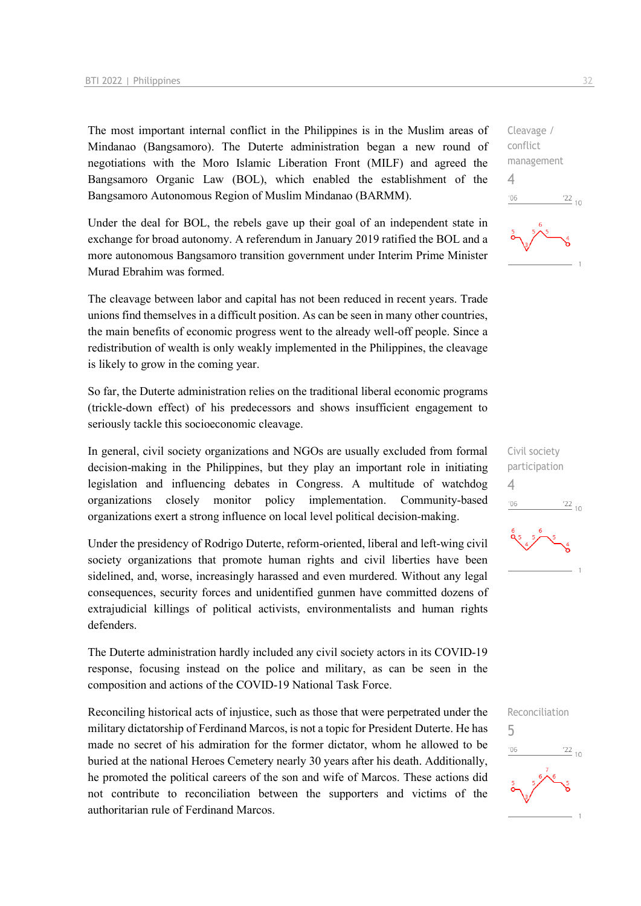The most important internal conflict in the Philippines is in the Muslim areas of Mindanao (Bangsamoro). The Duterte administration began a new round of negotiations with the Moro Islamic Liberation Front (MILF) and agreed the Bangsamoro Organic Law (BOL), which enabled the establishment of the Bangsamoro Autonomous Region of Muslim Mindanao (BARMM).

Cleavage / conflict management
4

Under the deal for BOL, the rebels gave up their goal of an independent state in exchange for broad autonomy. A referendum in January 2019 ratified the BOL and a more autonomous Bangsamoro transition government under Interim Prime Minister Murad Ebrahim was formed.

The cleavage between labor and capital has not been reduced in recent years. Trade unions find themselves in a difficult position. As can be seen in many other countries, the main benefits of economic progress went to the already well-off people. Since a redistribution of wealth is only weakly implemented in the Philippines, the cleavage is likely to grow in the coming year.

So far, the Duterte administration relies on the traditional liberal economic programs (trickle-down effect) of his predecessors and shows insufficient engagement to seriously tackle this socioeconomic cleavage.

In general, civil society organizations and NGOs are usually excluded from formal decision-making in the Philippines, but they play an important role in initiating legislation and influencing debates in Congress. A multitude of watchdog organizations closely monitor policy implementation. Community-based organizations exert a strong influence on local level political decision-making.

Civil society participation
4

Under the presidency of Rodrigo Duterte, reform-oriented, liberal and left-wing civil society organizations that promote human rights and civil liberties have been sidelined, and, worse, increasingly harassed and even murdered. Without any legal consequences, security forces and unidentified gunmen have committed dozens of extrajudicial killings of political activists, environmentalists and human rights defenders.

The Duterte administration hardly included any civil society actors in its COVID-19 response, focusing instead on the police and military, as can be seen in the composition and actions of the COVID-19 National Task Force.

Reconciling historical acts of injustice, such as those that were perpetrated under the military dictatorship of Ferdinand Marcos, is not a topic for President Duterte. He has made no secret of his admiration for the former dictator, whom he allowed to be buried at the national Heroes Cemetery nearly 30 years after his death. Additionally, he promoted the political careers of the son and wife of Marcos. These actions did not contribute to reconciliation between the supporters and victims of the authoritarian rule of Ferdinand Marcos.

Reconciliation
5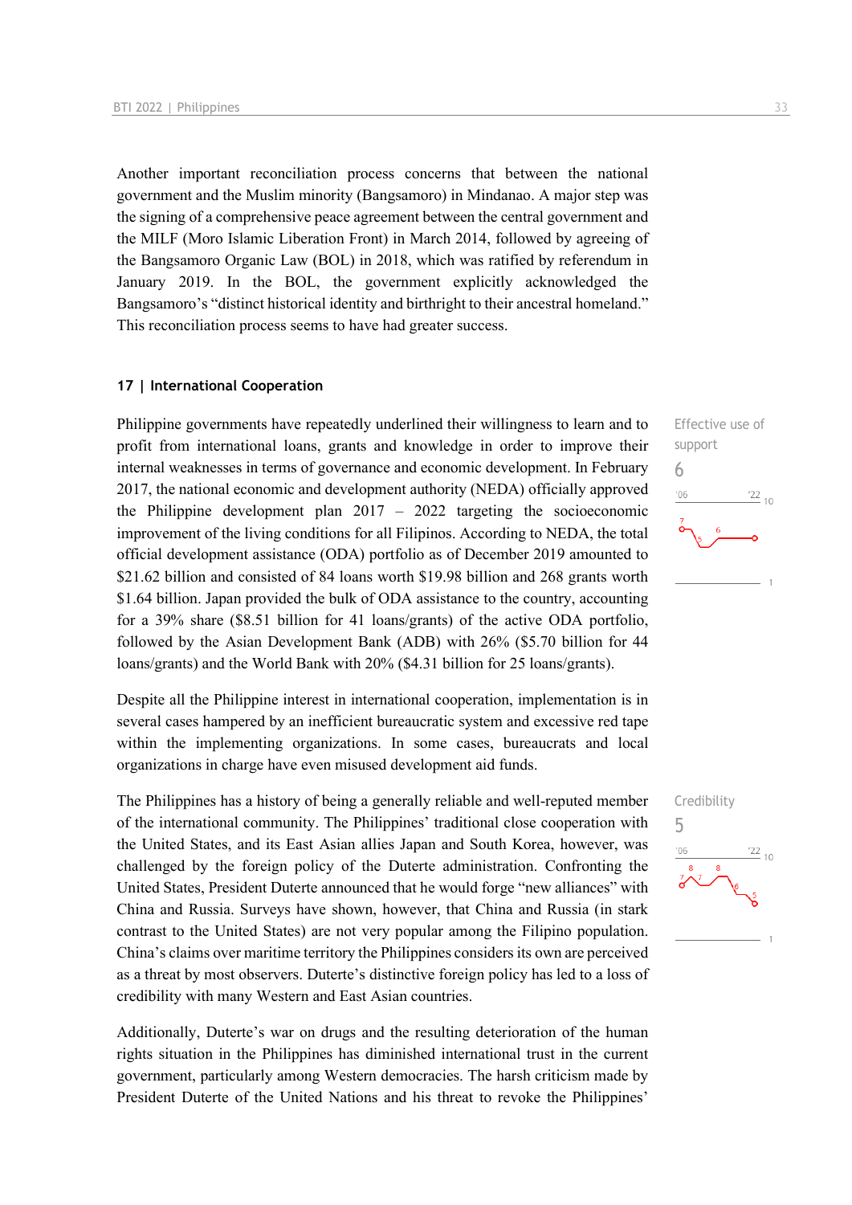Another important reconciliation process concerns that between the national government and the Muslim minority (Bangsamoro) in Mindanao. A major step was the signing of a comprehensive peace agreement between the central government and the MILF (Moro Islamic Liberation Front) in March 2014, followed by agreeing of the Bangsamoro Organic Law (BOL) in 2018, which was ratified by referendum in January 2019. In the BOL, the government explicitly acknowledged the Bangsamoro's "distinct historical identity and birthright to their ancestral homeland." This reconciliation process seems to have had greater success.

## 17 | International Cooperation

Effective use of support
6

Philippine governments have repeatedly underlined their willingness to learn and to profit from international loans, grants and knowledge in order to improve their internal weaknesses in terms of governance and economic development. In February 2017, the national economic and development authority (NEDA) officially approved the Philippine development plan 2017 – 2022 targeting the socioeconomic improvement of the living conditions for all Filipinos. According to NEDA, the total official development assistance (ODA) portfolio as of December 2019 amounted to $21.62 billion and consisted of 84 loans worth $19.98 billion and 268 grants worth $1.64 billion. Japan provided the bulk of ODA assistance to the country, accounting for a 39% share ($8.51 billion for 41 loans/grants) of the active ODA portfolio, followed by the Asian Development Bank (ADB) with 26% ($5.70 billion for 44 loans/grants) and the World Bank with 20% ($4.31 billion for 25 loans/grants).

Despite all the Philippine interest in international cooperation, implementation is in several cases hampered by an inefficient bureaucratic system and excessive red tape within the implementing organizations. In some cases, bureaucrats and local organizations in charge have even misused development aid funds.

Credibility
5

The Philippines has a history of being a generally reliable and well-reputed member of the international community. The Philippines' traditional close cooperation with the United States, and its East Asian allies Japan and South Korea, however, was challenged by the foreign policy of the Duterte administration. Confronting the United States, President Duterte announced that he would forge "new alliances" with China and Russia. Surveys have shown, however, that China and Russia (in stark contrast to the United States) are not very popular among the Filipino population. China's claims over maritime territory the Philippines considers its own are perceived as a threat by most observers. Duterte's distinctive foreign policy has led to a loss of credibility with many Western and East Asian countries.

Additionally, Duterte's war on drugs and the resulting deterioration of the human rights situation in the Philippines has diminished international trust in the current government, particularly among Western democracies. The harsh criticism made by President Duterte of the United Nations and his threat to revoke the Philippines'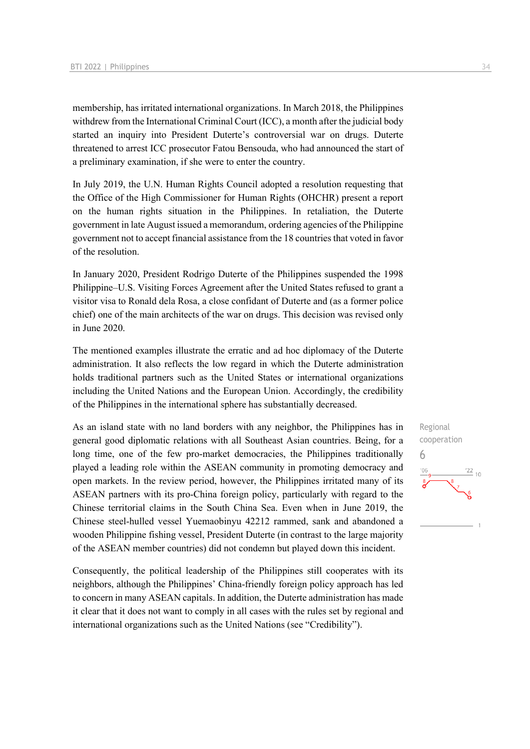membership, has irritated international organizations. In March 2018, the Philippines withdrew from the International Criminal Court (ICC), a month after the judicial body started an inquiry into President Duterte's controversial war on drugs. Duterte threatened to arrest ICC prosecutor Fatou Bensouda, who had announced the start of a preliminary examination, if she were to enter the country.

In July 2019, the U.N. Human Rights Council adopted a resolution requesting that the Office of the High Commissioner for Human Rights (OHCHR) present a report on the human rights situation in the Philippines. In retaliation, the Duterte government in late August issued a memorandum, ordering agencies of the Philippine government not to accept financial assistance from the 18 countries that voted in favor of the resolution.

In January 2020, President Rodrigo Duterte of the Philippines suspended the 1998 Philippine–U.S. Visiting Forces Agreement after the United States refused to grant a visitor visa to Ronald dela Rosa, a close confidant of Duterte and (as a former police chief) one of the main architects of the war on drugs. This decision was revised only in June 2020.

The mentioned examples illustrate the erratic and ad hoc diplomacy of the Duterte administration. It also reflects the low regard in which the Duterte administration holds traditional partners such as the United States or international organizations including the United Nations and the European Union. Accordingly, the credibility of the Philippines in the international sphere has substantially decreased.

Regional cooperation

6

As an island state with no land borders with any neighbor, the Philippines has in general good diplomatic relations with all Southeast Asian countries. Being, for a long time, one of the few pro-market democracies, the Philippines traditionally played a leading role within the ASEAN community in promoting democracy and open markets. In the review period, however, the Philippines irritated many of its ASEAN partners with its pro-China foreign policy, particularly with regard to the Chinese territorial claims in the South China Sea. Even when in June 2019, the Chinese steel-hulled vessel Yuemaobinyu 42212 rammed, sank and abandoned a wooden Philippine fishing vessel, President Duterte (in contrast to the large majority of the ASEAN member countries) did not condemn but played down this incident.

Consequently, the political leadership of the Philippines still cooperates with its neighbors, although the Philippines' China-friendly foreign policy approach has led to concern in many ASEAN capitals. In addition, the Duterte administration has made it clear that it does not want to comply in all cases with the rules set by regional and international organizations such as the United Nations (see "Credibility").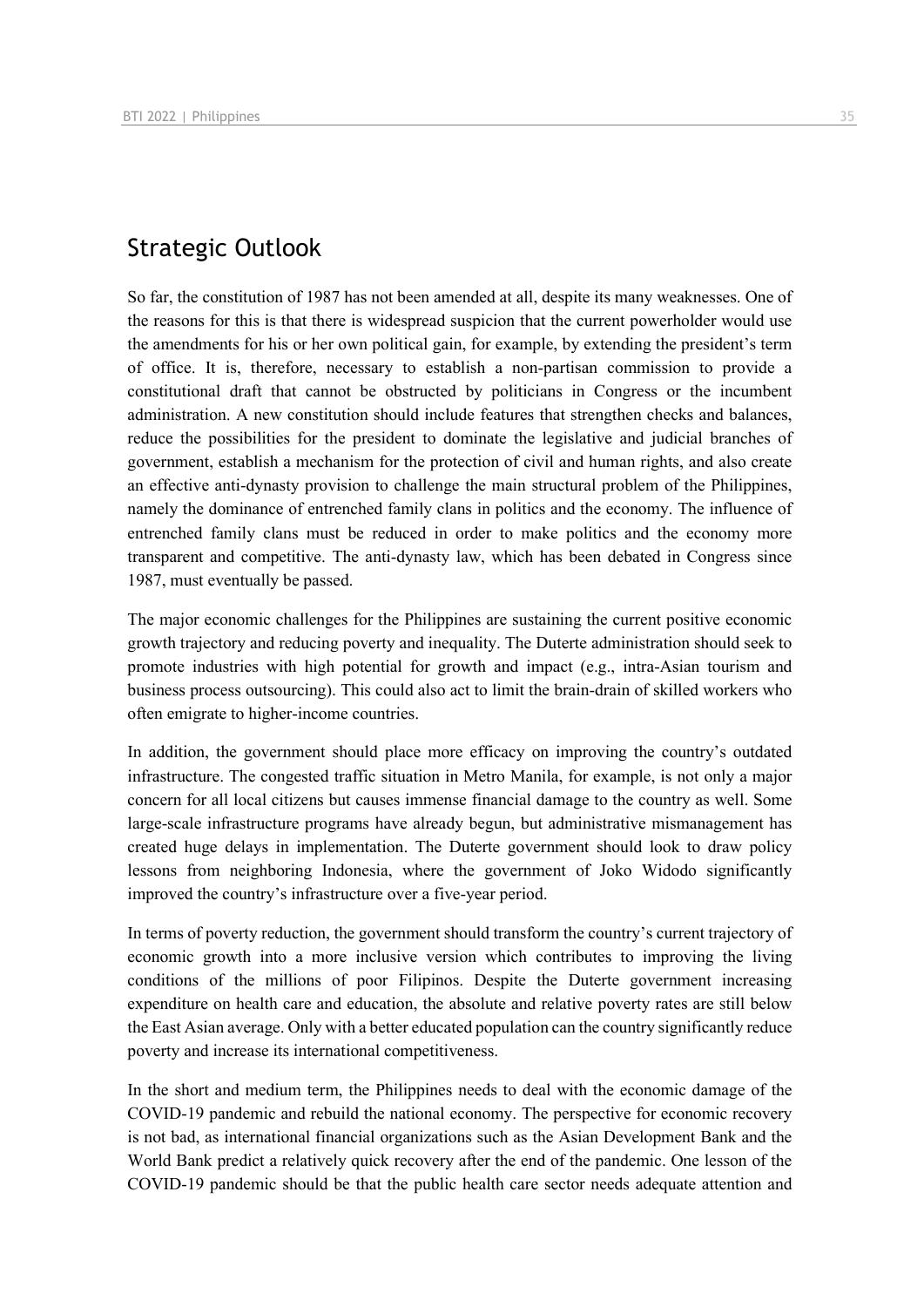## Strategic Outlook

So far, the constitution of 1987 has not been amended at all, despite its many weaknesses. One of the reasons for this is that there is widespread suspicion that the current powerholder would use the amendments for his or her own political gain, for example, by extending the president's term of office. It is, therefore, necessary to establish a non-partisan commission to provide a constitutional draft that cannot be obstructed by politicians in Congress or the incumbent administration. A new constitution should include features that strengthen checks and balances, reduce the possibilities for the president to dominate the legislative and judicial branches of government, establish a mechanism for the protection of civil and human rights, and also create an effective anti-dynasty provision to challenge the main structural problem of the Philippines, namely the dominance of entrenched family clans in politics and the economy. The influence of entrenched family clans must be reduced in order to make politics and the economy more transparent and competitive. The anti-dynasty law, which has been debated in Congress since 1987, must eventually be passed.

The major economic challenges for the Philippines are sustaining the current positive economic growth trajectory and reducing poverty and inequality. The Duterte administration should seek to promote industries with high potential for growth and impact (e.g., intra-Asian tourism and business process outsourcing). This could also act to limit the brain-drain of skilled workers who often emigrate to higher-income countries.

In addition, the government should place more efficacy on improving the country's outdated infrastructure. The congested traffic situation in Metro Manila, for example, is not only a major concern for all local citizens but causes immense financial damage to the country as well. Some large-scale infrastructure programs have already begun, but administrative mismanagement has created huge delays in implementation. The Duterte government should look to draw policy lessons from neighboring Indonesia, where the government of Joko Widodo significantly improved the country's infrastructure over a five-year period.

In terms of poverty reduction, the government should transform the country's current trajectory of economic growth into a more inclusive version which contributes to improving the living conditions of the millions of poor Filipinos. Despite the Duterte government increasing expenditure on health care and education, the absolute and relative poverty rates are still below the East Asian average. Only with a better educated population can the country significantly reduce poverty and increase its international competitiveness.

In the short and medium term, the Philippines needs to deal with the economic damage of the COVID-19 pandemic and rebuild the national economy. The perspective for economic recovery is not bad, as international financial organizations such as the Asian Development Bank and the World Bank predict a relatively quick recovery after the end of the pandemic. One lesson of the COVID-19 pandemic should be that the public health care sector needs adequate attention and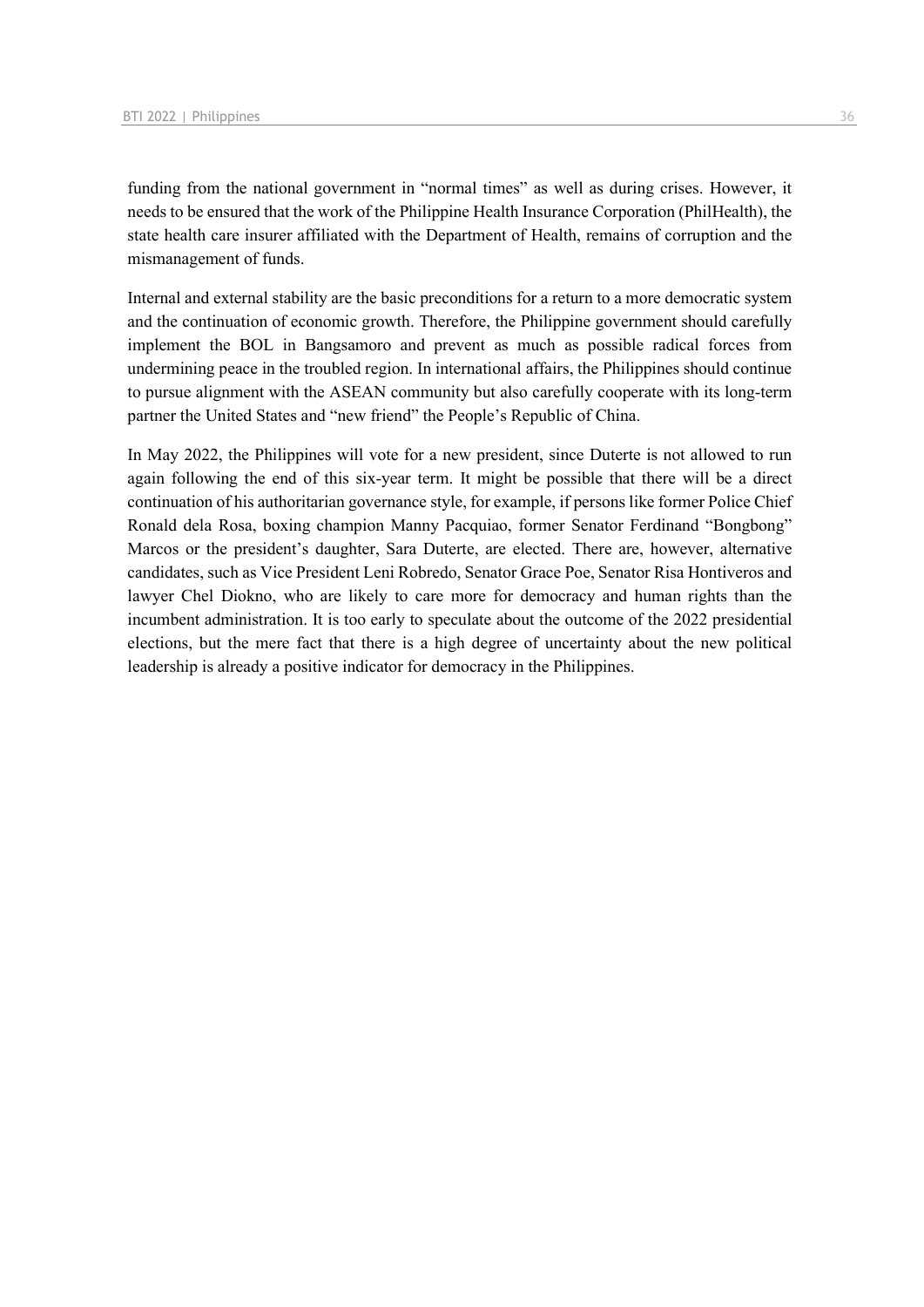funding from the national government in "normal times" as well as during crises. However, it needs to be ensured that the work of the Philippine Health Insurance Corporation (PhilHealth), the state health care insurer affiliated with the Department of Health, remains of corruption and the mismanagement of funds.

Internal and external stability are the basic preconditions for a return to a more democratic system and the continuation of economic growth. Therefore, the Philippine government should carefully implement the BOL in Bangsamoro and prevent as much as possible radical forces from undermining peace in the troubled region. In international affairs, the Philippines should continue to pursue alignment with the ASEAN community but also carefully cooperate with its long-term partner the United States and "new friend" the People's Republic of China.

In May 2022, the Philippines will vote for a new president, since Duterte is not allowed to run again following the end of this six-year term. It might be possible that there will be a direct continuation of his authoritarian governance style, for example, if persons like former Police Chief Ronald dela Rosa, boxing champion Manny Pacquiao, former Senator Ferdinand "Bongbong" Marcos or the president's daughter, Sara Duterte, are elected. There are, however, alternative candidates, such as Vice President Leni Robredo, Senator Grace Poe, Senator Risa Hontiveros and lawyer Chel Diokno, who are likely to care more for democracy and human rights than the incumbent administration. It is too early to speculate about the outcome of the 2022 presidential elections, but the mere fact that there is a high degree of uncertainty about the new political leadership is already a positive indicator for democracy in the Philippines.